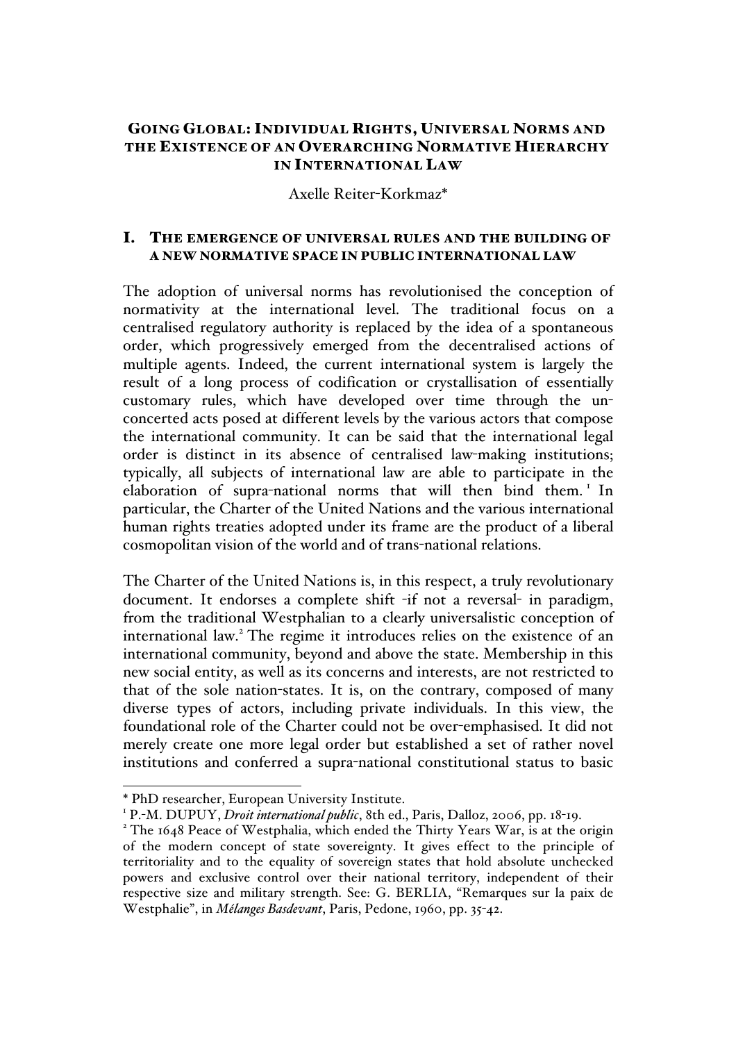# GOING GLOBAL: INDIVIDUAL RIGHTS, UNIVERSAL NORMS AND THE EXISTENCE OF AN OVERARCHING NORMATIVE HIERARCHY IN INTERNATIONAL LAW

Axelle Reiter-Korkmaz*

## I. THE EMERGENCE OF UNIVERSAL RULES AND THE BUILDING OF A NEW NORMATIVE SPACE IN PUBLIC INTERNATIONAL LAW

The adoption of universal norms has revolutionised the conception of normativity at the international level. The traditional focus on a centralised regulatory authority is replaced by the idea of a spontaneous order, which progressively emerged from the decentralised actions of multiple agents. Indeed, the current international system is largely the result of a long process of codification or crystallisation of essentially customary rules, which have developed over time through the un-concerted acts posed at different levels by the various actors that compose the international community. It can be said that the international legal order is distinct in its absence of centralised law-making institutions; typically, all subjects of international law are able to participate in the elaboration of supra-national norms that will then bind them.[1] In particular, the Charter of the United Nations and the various international human rights treaties adopted under its frame are the product of a liberal cosmopolitan vision of the world and of trans-national relations.

The Charter of the United Nations is, in this respect, a truly revolutionary document. It endorses a complete shift -if not a reversal- in paradigm, from the traditional Westphalian to a clearly universalistic conception of international law.[2] The regime it introduces relies on the existence of an international community, beyond and above the state. Membership in this new social entity, as well as its concerns and interests, are not restricted to that of the sole nation-states. It is, on the contrary, composed of many diverse types of actors, including private individuals. In this view, the foundational role of the Charter could not be over-emphasised. It did not merely create one more legal order but established a set of rather novel institutions and conferred a supra-national constitutional status to basic

---

* PhD researcher, European University Institute.

[1] P.-M. DUPUY, *Droit international public*, 8th ed., Paris, Dalloz, 2006, pp. 18-19.

[2] The 1648 Peace of Westphalia, which ended the Thirty Years War, is at the origin of the modern concept of state sovereignty. It gives effect to the principle of territoriality and to the equality of sovereign states that hold absolute unchecked powers and exclusive control over their national territory, independent of their respective size and military strength. See: G. BERLIA, "Remarques sur la paix de Westphalie", in *Mélanges Basdevant*, Paris, Pedone, 1960, pp. 35-42.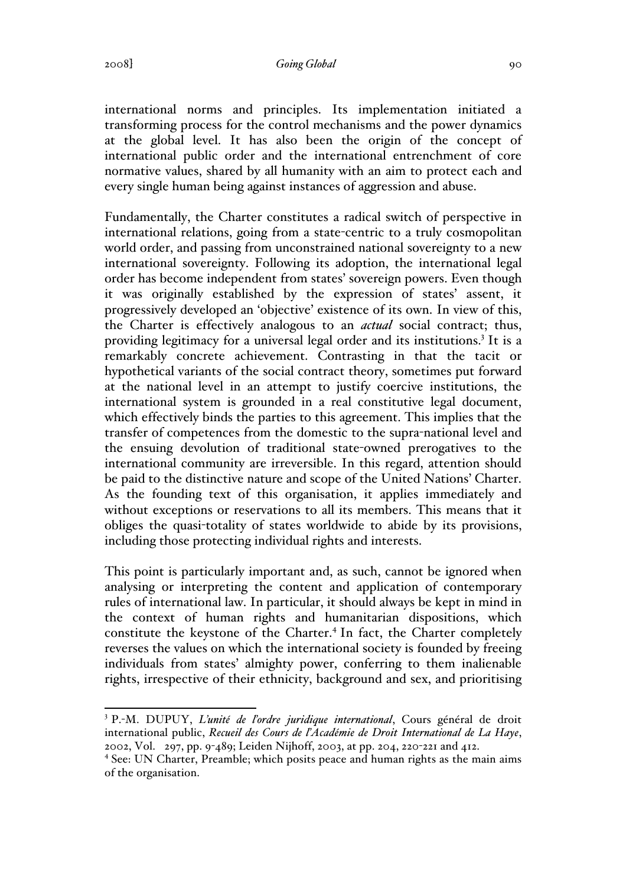international norms and principles. Its implementation initiated a transforming process for the control mechanisms and the power dynamics at the global level. It has also been the origin of the concept of international public order and the international entrenchment of core normative values, shared by all humanity with an aim to protect each and every single human being against instances of aggression and abuse.

Fundamentally, the Charter constitutes a radical switch of perspective in international relations, going from a state-centric to a truly cosmopolitan world order, and passing from unconstrained national sovereignty to a new international sovereignty. Following its adoption, the international legal order has become independent from states' sovereign powers. Even though it was originally established by the expression of states' assent, it progressively developed an 'objective' existence of its own. In view of this, the Charter is effectively analogous to an *actual* social contract; thus, providing legitimacy for a universal legal order and its institutions.[3] It is a remarkably concrete achievement. Contrasting in that the tacit or hypothetical variants of the social contract theory, sometimes put forward at the national level in an attempt to justify coercive institutions, the international system is grounded in a real constitutive legal document, which effectively binds the parties to this agreement. This implies that the transfer of competences from the domestic to the supra-national level and the ensuing devolution of traditional state-owned prerogatives to the international community are irreversible. In this regard, attention should be paid to the distinctive nature and scope of the United Nations' Charter. As the founding text of this organisation, it applies immediately and without exceptions or reservations to all its members. This means that it obliges the quasi-totality of states worldwide to abide by its provisions, including those protecting individual rights and interests.

This point is particularly important and, as such, cannot be ignored when analysing or interpreting the content and application of contemporary rules of international law. In particular, it should always be kept in mind in the context of human rights and humanitarian dispositions, which constitute the keystone of the Charter.[4] In fact, the Charter completely reverses the values on which the international society is founded by freeing individuals from states' almighty power, conferring to them inalienable rights, irrespective of their ethnicity, background and sex, and prioritising

---

[3] P.-M. DUPUY, *L'unité de l'ordre juridique international*, Cours général de droit international public, *Recueil des Cours de l'Académie de Droit International de La Haye*, 2002, Vol. 297, pp. 9-489; Leiden Nijhoff, 2003, at pp. 204, 220-221 and 412.

[4] See: UN Charter, Preamble; which posits peace and human rights as the main aims of the organisation.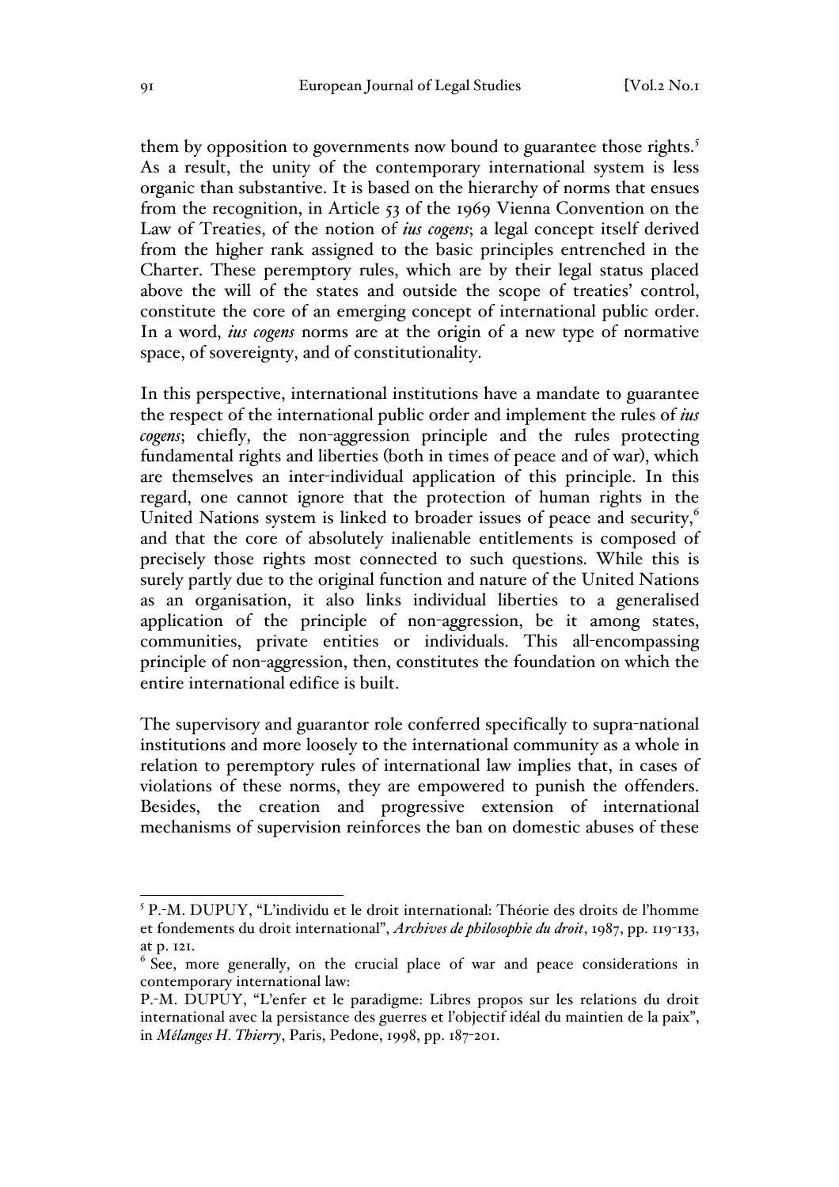them by opposition to governments now bound to guarantee those rights.[5] As a result, the unity of the contemporary international system is less organic than substantive. It is based on the hierarchy of norms that ensues from the recognition, in Article 53 of the 1969 Vienna Convention on the Law of Treaties, of the notion of *ius cogens*; a legal concept itself derived from the higher rank assigned to the basic principles entrenched in the Charter. These peremptory rules, which are by their legal status placed above the will of the states and outside the scope of treaties' control, constitute the core of an emerging concept of international public order. In a word, *ius cogens* norms are at the origin of a new type of normative space, of sovereignty, and of constitutionality.

In this perspective, international institutions have a mandate to guarantee the respect of the international public order and implement the rules of *ius cogens*; chiefly, the non-aggression principle and the rules protecting fundamental rights and liberties (both in times of peace and of war), which are themselves an inter-individual application of this principle. In this regard, one cannot ignore that the protection of human rights in the United Nations system is linked to broader issues of peace and security,[6] and that the core of absolutely inalienable entitlements is composed of precisely those rights most connected to such questions. While this is surely partly due to the original function and nature of the United Nations as an organisation, it also links individual liberties to a generalised application of the principle of non-aggression, be it among states, communities, private entities or individuals. This all-encompassing principle of non-aggression, then, constitutes the foundation on which the entire international edifice is built.

The supervisory and guarantor role conferred specifically to supra-national institutions and more loosely to the international community as a whole in relation to peremptory rules of international law implies that, in cases of violations of these norms, they are empowered to punish the offenders. Besides, the creation and progressive extension of international mechanisms of supervision reinforces the ban on domestic abuses of these

---

[5] P.-M. DUPUY, "L'individu et le droit international: Théorie des droits de l'homme et fondements du droit international", *Archives de philosophie du droit*, 1987, pp. 119-133, at p. 121.

[6] See, more generally, on the crucial place of war and peace considerations in contemporary international law:
P.-M. DUPUY, "L'enfer et le paradigme: Libres propos sur les relations du droit international avec la persistance des guerres et l'objectif idéal du maintien de la paix", in *Mélanges H. Thierry*, Paris, Pedone, 1998, pp. 187-201.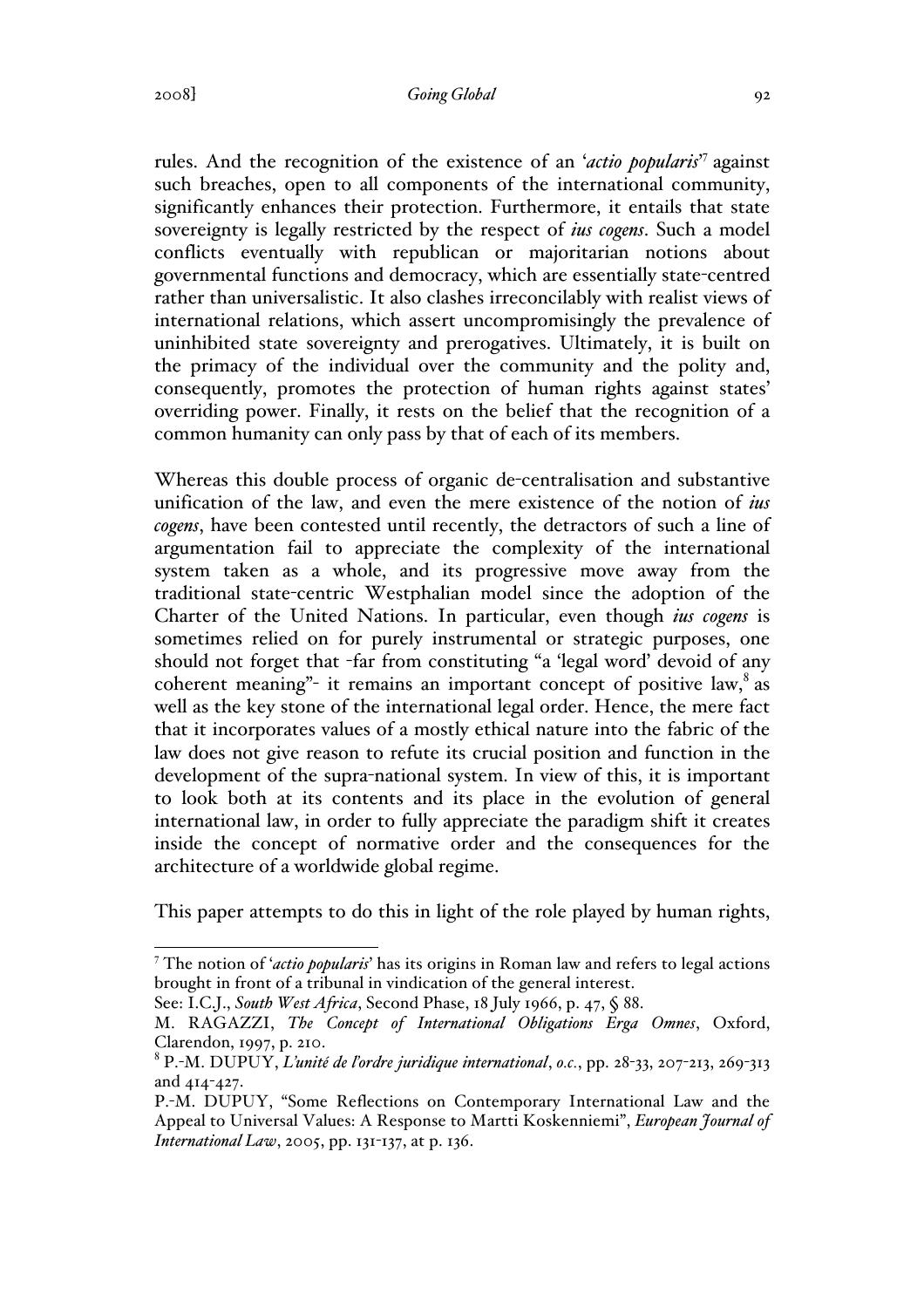rules. And the recognition of the existence of an '*actio popularis*'[7] against such breaches, open to all components of the international community, significantly enhances their protection. Furthermore, it entails that state sovereignty is legally restricted by the respect of *ius cogens*. Such a model conflicts eventually with republican or majoritarian notions about governmental functions and democracy, which are essentially state-centred rather than universalistic. It also clashes irreconcilably with realist views of international relations, which assert uncompromisingly the prevalence of uninhibited state sovereignty and prerogatives. Ultimately, it is built on the primacy of the individual over the community and the polity and, consequently, promotes the protection of human rights against states' overriding power. Finally, it rests on the belief that the recognition of a common humanity can only pass by that of each of its members.

Whereas this double process of organic de-centralisation and substantive unification of the law, and even the mere existence of the notion of *ius cogens*, have been contested until recently, the detractors of such a line of argumentation fail to appreciate the complexity of the international system taken as a whole, and its progressive move away from the traditional state-centric Westphalian model since the adoption of the Charter of the United Nations. In particular, even though *ius cogens* is sometimes relied on for purely instrumental or strategic purposes, one should not forget that -far from constituting "a 'legal word' devoid of any coherent meaning"- it remains an important concept of positive law,[8] as well as the key stone of the international legal order. Hence, the mere fact that it incorporates values of a mostly ethical nature into the fabric of the law does not give reason to refute its crucial position and function in the development of the supra-national system. In view of this, it is important to look both at its contents and its place in the evolution of general international law, in order to fully appreciate the paradigm shift it creates inside the concept of normative order and the consequences for the architecture of a worldwide global regime.

This paper attempts to do this in light of the role played by human rights,

---

[7] The notion of '*actio popularis*' has its origins in Roman law and refers to legal actions brought in front of a tribunal in vindication of the general interest.
See: I.C.J., *South West Africa*, Second Phase, 18 July 1966, p. 47, § 88.
M. RAGAZZI, *The Concept of International Obligations Erga Omnes*, Oxford, Clarendon, 1997, p. 210.

[8] P.-M. DUPUY, *L'unité de l'ordre juridique international*, *o.c.*, pp. 28-33, 207-213, 269-313 and 414-427.
P.-M. DUPUY, "Some Reflections on Contemporary International Law and the Appeal to Universal Values: A Response to Martti Koskenniemi", *European Journal of International Law*, 2005, pp. 131-137, at p. 136.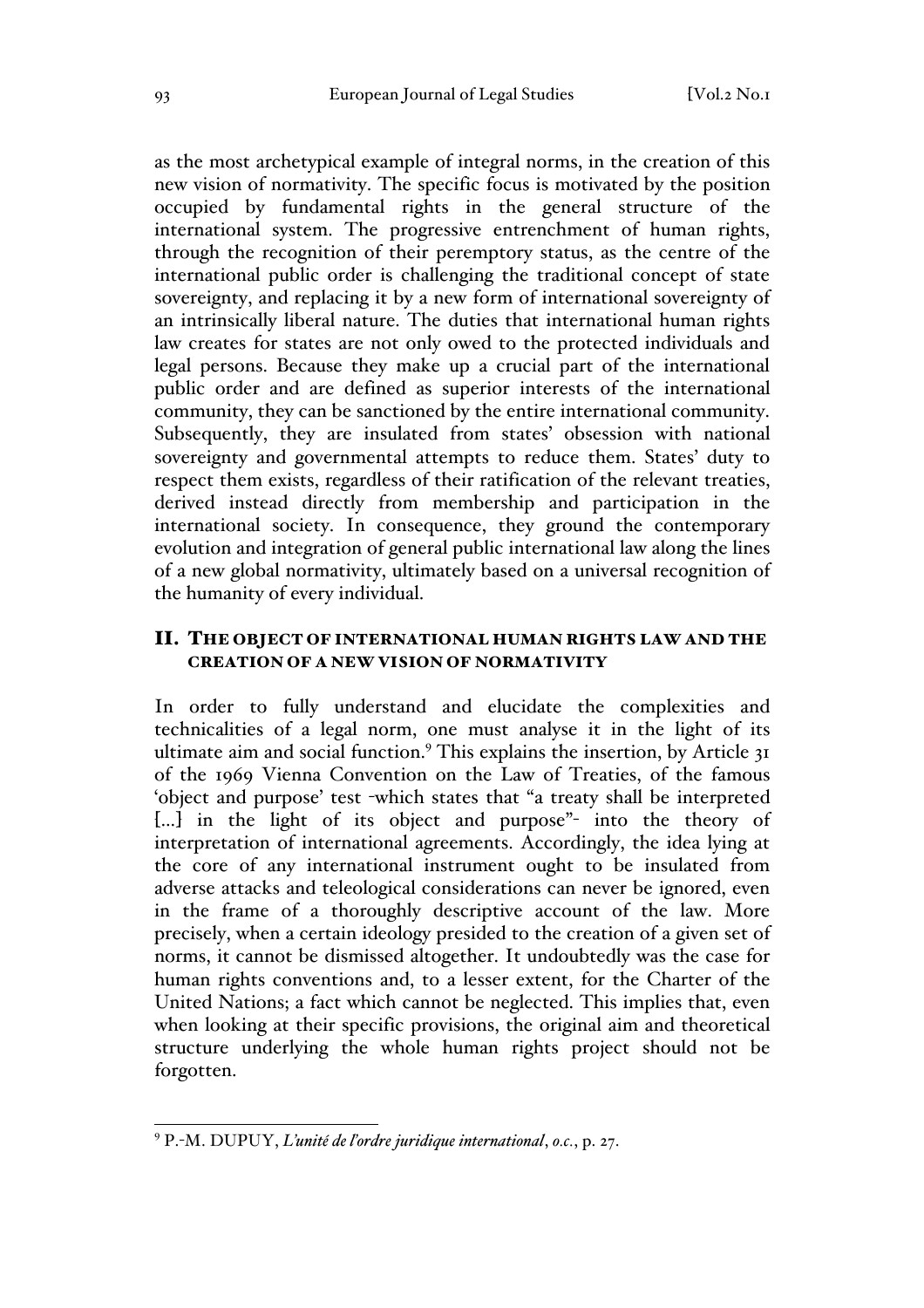as the most archetypical example of integral norms, in the creation of this new vision of normativity. The specific focus is motivated by the position occupied by fundamental rights in the general structure of the international system. The progressive entrenchment of human rights, through the recognition of their peremptory status, as the centre of the international public order is challenging the traditional concept of state sovereignty, and replacing it by a new form of international sovereignty of an intrinsically liberal nature. The duties that international human rights law creates for states are not only owed to the protected individuals and legal persons. Because they make up a crucial part of the international public order and are defined as superior interests of the international community, they can be sanctioned by the entire international community. Subsequently, they are insulated from states' obsession with national sovereignty and governmental attempts to reduce them. States' duty to respect them exists, regardless of their ratification of the relevant treaties, derived instead directly from membership and participation in the international society. In consequence, they ground the contemporary evolution and integration of general public international law along the lines of a new global normativity, ultimately based on a universal recognition of the humanity of every individual.

## II. THE OBJECT OF INTERNATIONAL HUMAN RIGHTS LAW AND THE CREATION OF A NEW VISION OF NORMATIVITY

In order to fully understand and elucidate the complexities and technicalities of a legal norm, one must analyse it in the light of its ultimate aim and social function.[9] This explains the insertion, by Article 31 of the 1969 Vienna Convention on the Law of Treaties, of the famous 'object and purpose' test -which states that "a treaty shall be interpreted [...] in the light of its object and purpose"- into the theory of interpretation of international agreements. Accordingly, the idea lying at the core of any international instrument ought to be insulated from adverse attacks and teleological considerations can never be ignored, even in the frame of a thoroughly descriptive account of the law. More precisely, when a certain ideology presided to the creation of a given set of norms, it cannot be dismissed altogether. It undoubtedly was the case for human rights conventions and, to a lesser extent, for the Charter of the United Nations; a fact which cannot be neglected. This implies that, even when looking at their specific provisions, the original aim and theoretical structure underlying the whole human rights project should not be forgotten.

[9] P.-M. DUPUY, *L'unité de l'ordre juridique international*, *o.c.*, p. 27.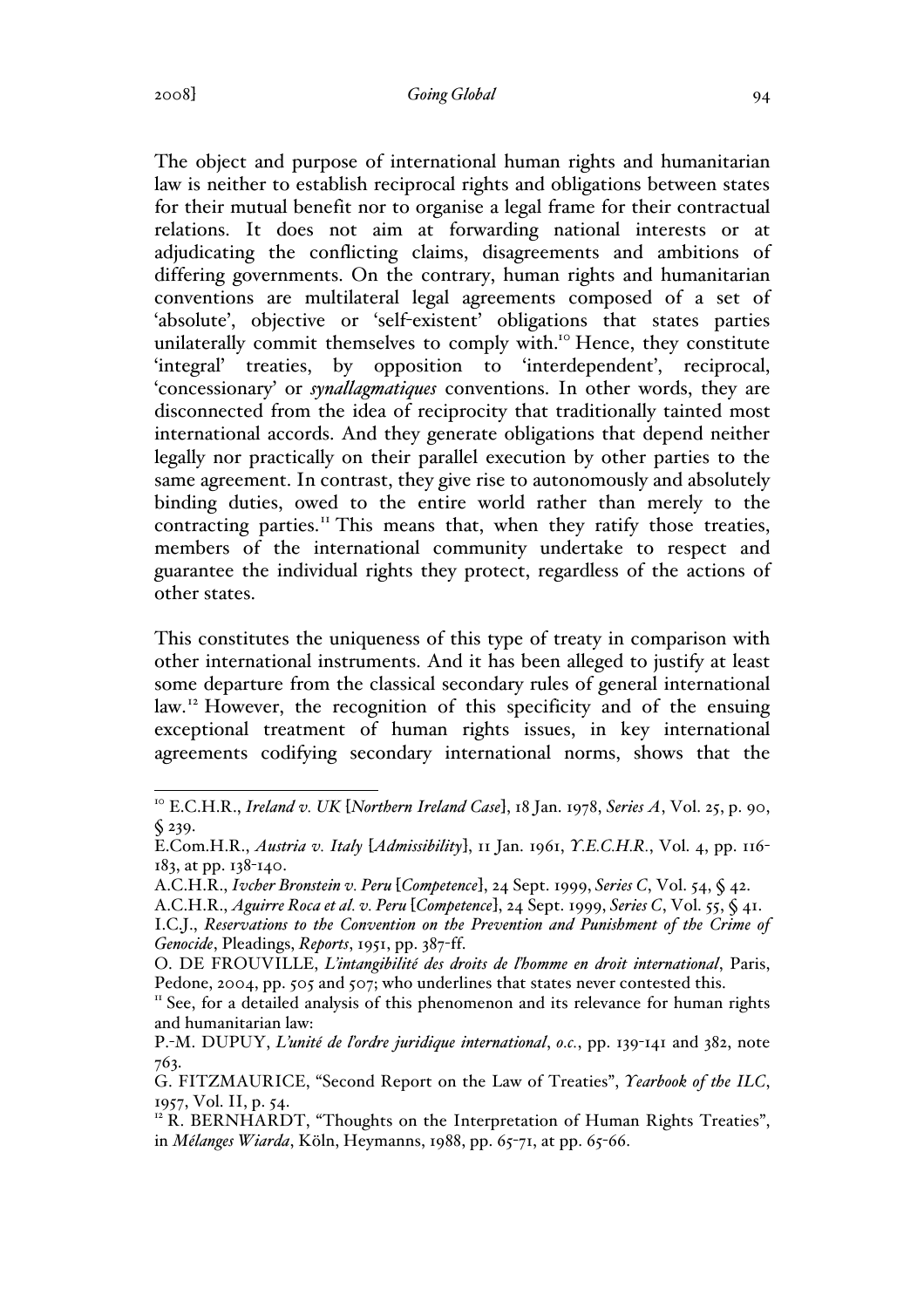The object and purpose of international human rights and humanitarian law is neither to establish reciprocal rights and obligations between states for their mutual benefit nor to organise a legal frame for their contractual relations. It does not aim at forwarding national interests or at adjudicating the conflicting claims, disagreements and ambitions of differing governments. On the contrary, human rights and humanitarian conventions are multilateral legal agreements composed of a set of 'absolute', objective or 'self-existent' obligations that states parties unilaterally commit themselves to comply with.[10] Hence, they constitute 'integral' treaties, by opposition to 'interdependent', reciprocal, 'concessionary' or *synallagmatiques* conventions. In other words, they are disconnected from the idea of reciprocity that traditionally tainted most international accords. And they generate obligations that depend neither legally nor practically on their parallel execution by other parties to the same agreement. In contrast, they give rise to autonomously and absolutely binding duties, owed to the entire world rather than merely to the contracting parties.[11] This means that, when they ratify those treaties, members of the international community undertake to respect and guarantee the individual rights they protect, regardless of the actions of other states.

This constitutes the uniqueness of this type of treaty in comparison with other international instruments. And it has been alleged to justify at least some departure from the classical secondary rules of general international law.[12] However, the recognition of this specificity and of the ensuing exceptional treatment of human rights issues, in key international agreements codifying secondary international norms, shows that the

---

[10] E.C.H.R., *Ireland v. UK* [*Northern Ireland Case*], 18 Jan. 1978, *Series A*, Vol. 25, p. 90, § 239.
E.Com.H.R., *Austria v. Italy* [*Admissibility*], 11 Jan. 1961, *Y.E.C.H.R.*, Vol. 4, pp. 116-183, at pp. 138-140.
A.C.H.R., *Ivcher Bronstein v. Peru* [*Competence*], 24 Sept. 1999, *Series C*, Vol. 54, § 42.
A.C.H.R., *Aguirre Roca et al. v. Peru* [*Competence*], 24 Sept. 1999, *Series C*, Vol. 55, § 41.
I.C.J., *Reservations to the Convention on the Prevention and Punishment of the Crime of Genocide*, Pleadings, *Reports*, 1951, pp. 387-ff.
O. DE FROUVILLE, *L'intangibilité des droits de l'homme en droit international*, Paris, Pedone, 2004, pp. 505 and 507; who underlines that states never contested this.

[11] See, for a detailed analysis of this phenomenon and its relevance for human rights and humanitarian law:
P.-M. DUPUY, *L'unité de l'ordre juridique international*, *o.c.*, pp. 139-141 and 382, note 763.
G. FITZMAURICE, "Second Report on the Law of Treaties", *Yearbook of the ILC*, 1957, Vol. II, p. 54.

[12] R. BERNHARDT, "Thoughts on the Interpretation of Human Rights Treaties", in *Mélanges Wiarda*, Köln, Heymanns, 1988, pp. 65-71, at pp. 65-66.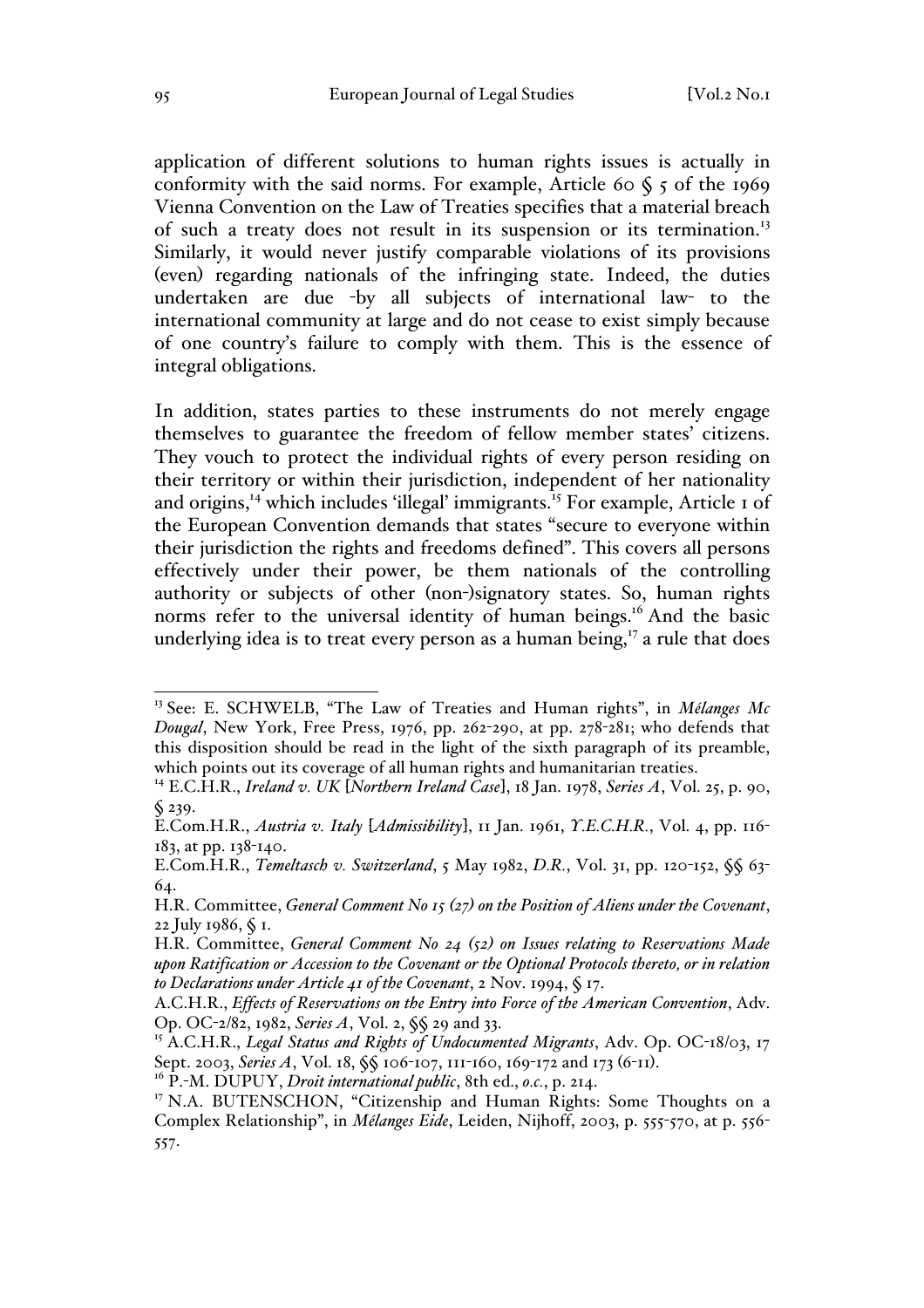application of different solutions to human rights issues is actually in conformity with the said norms. For example, Article 60 § 5 of the 1969 Vienna Convention on the Law of Treaties specifies that a material breach of such a treaty does not result in its suspension or its termination.[13] Similarly, it would never justify comparable violations of its provisions (even) regarding nationals of the infringing state. Indeed, the duties undertaken are due -by all subjects of international law- to the international community at large and do not cease to exist simply because of one country's failure to comply with them. This is the essence of integral obligations.

In addition, states parties to these instruments do not merely engage themselves to guarantee the freedom of fellow member states' citizens. They vouch to protect the individual rights of every person residing on their territory or within their jurisdiction, independent of her nationality and origins,[14] which includes 'illegal' immigrants.[15] For example, Article 1 of the European Convention demands that states "secure to everyone within their jurisdiction the rights and freedoms defined". This covers all persons effectively under their power, be them nationals of the controlling authority or subjects of other (non-)signatory states. So, human rights norms refer to the universal identity of human beings.[16] And the basic underlying idea is to treat every person as a human being,[17] a rule that does

---

[13] See: E. SCHWELB, "The Law of Treaties and Human rights", in *Mélanges Mc Dougal*, New York, Free Press, 1976, pp. 262-290, at pp. 278-281; who defends that this disposition should be read in the light of the sixth paragraph of its preamble, which points out its coverage of all human rights and humanitarian treaties.

[14] E.C.H.R., *Ireland v. UK* [*Northern Ireland Case*], 18 Jan. 1978, *Series A*, Vol. 25, p. 90, § 239.
E.Com.H.R., *Austria v. Italy* [*Admissibility*], 11 Jan. 1961, *Y.E.C.H.R.*, Vol. 4, pp. 116-183, at pp. 138-140.
E.Com.H.R., *Temeltasch v. Switzerland*, 5 May 1982, *D.R.*, Vol. 31, pp. 120-152, §§ 63-64.
H.R. Committee, *General Comment No 15 (27) on the Position of Aliens under the Covenant*, 22 July 1986, § 1.
H.R. Committee, *General Comment No 24 (52) on Issues relating to Reservations Made upon Ratification or Accession to the Covenant or the Optional Protocols thereto, or in relation to Declarations under Article 41 of the Covenant*, 2 Nov. 1994, § 17.
A.C.H.R., *Effects of Reservations on the Entry into Force of the American Convention*, Adv. Op. OC-2/82, 1982, *Series A*, Vol. 2, §§ 29 and 33.

[15] A.C.H.R., *Legal Status and Rights of Undocumented Migrants*, Adv. Op. OC-18/03, 17 Sept. 2003, *Series A*, Vol. 18, §§ 106-107, 111-160, 169-172 and 173 (6-11).

[16] P.-M. DUPUY, *Droit international public*, 8th ed., *o.c.*, p. 214.

[17] N.A. BUTENSCHON, "Citizenship and Human Rights: Some Thoughts on a Complex Relationship", in *Mélanges Eide*, Leiden, Nijhoff, 2003, p. 555-570, at p. 556-557.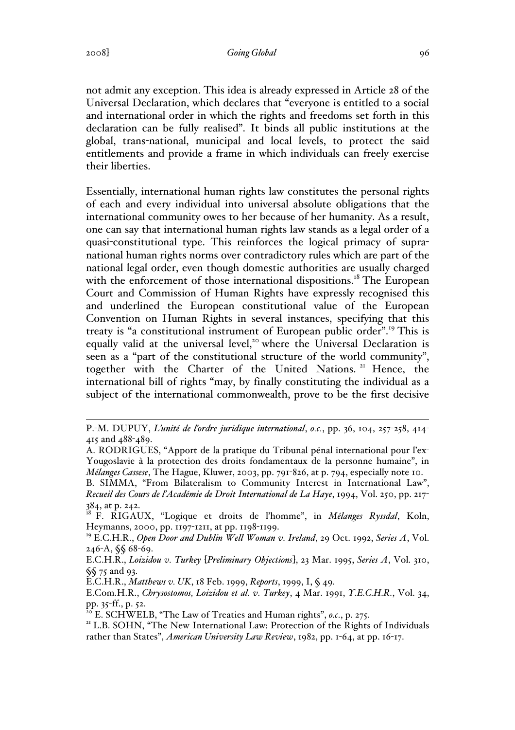not admit any exception. This idea is already expressed in Article 28 of the Universal Declaration, which declares that "everyone is entitled to a social and international order in which the rights and freedoms set forth in this declaration can be fully realised". It binds all public institutions at the global, trans-national, municipal and local levels, to protect the said entitlements and provide a frame in which individuals can freely exercise their liberties.

Essentially, international human rights law constitutes the personal rights of each and every individual into universal absolute obligations that the international community owes to her because of her humanity. As a result, one can say that international human rights law stands as a legal order of a quasi-constitutional type. This reinforces the logical primacy of supra-national human rights norms over contradictory rules which are part of the national legal order, even though domestic authorities are usually charged with the enforcement of those international dispositions.[18] The European Court and Commission of Human Rights have expressly recognised this and underlined the European constitutional value of the European Convention on Human Rights in several instances, specifying that this treaty is "a constitutional instrument of European public order".[19] This is equally valid at the universal level,[20] where the Universal Declaration is seen as a "part of the constitutional structure of the world community", together with the Charter of the United Nations.[21] Hence, the international bill of rights "may, by finally constituting the individual as a subject of the international commonwealth, prove to be the first decisive

---

P.-M. DUPUY, *L'unité de l'ordre juridique international*, *o.c.*, pp. 36, 104, 257-258, 414-415 and 488-489.

A. RODRIGUES, "Apport de la pratique du Tribunal pénal international pour l'ex-Yougoslavie à la protection des droits fondamentaux de la personne humaine", in *Mélanges Cassese*, The Hague, Kluwer, 2003, pp. 791-826, at p. 794, especially note 10.

B. SIMMA, "From Bilateralism to Community Interest in International Law", *Recueil des Cours de l'Académie de Droit International de La Haye*, 1994, Vol. 250, pp. 217-384, at p. 242.

[18] F. RIGAUX, "Logique et droits de l'homme", in *Mélanges Ryssdal*, Koln, Heymanns, 2000, pp. 1197-1211, at pp. 1198-1199.

[19] E.C.H.R., *Open Door and Dublin Well Woman v. Ireland*, 29 Oct. 1992, *Series A*, Vol. 246-A, §§ 68-69.

E.C.H.R., *Loizidou v. Turkey* [*Preliminary Objections*], 23 Mar. 1995, *Series A*, Vol. 310, §§ 75 and 93.

E.C.H.R., *Matthews v. UK*, 18 Feb. 1999, *Reports*, 1999, I, § 49.

E.Com.H.R., *Chrysostomos, Loizidou et al. v. Turkey*, 4 Mar. 1991, *Y.E.C.H.R.*, Vol. 34, pp. 35-ff., p. 52.

[20] E. SCHWELB, "The Law of Treaties and Human rights", *o.c.*, p. 275.

[21] L.B. SOHN, "The New International Law: Protection of the Rights of Individuals rather than States", *American University Law Review*, 1982, pp. 1-64, at pp. 16-17.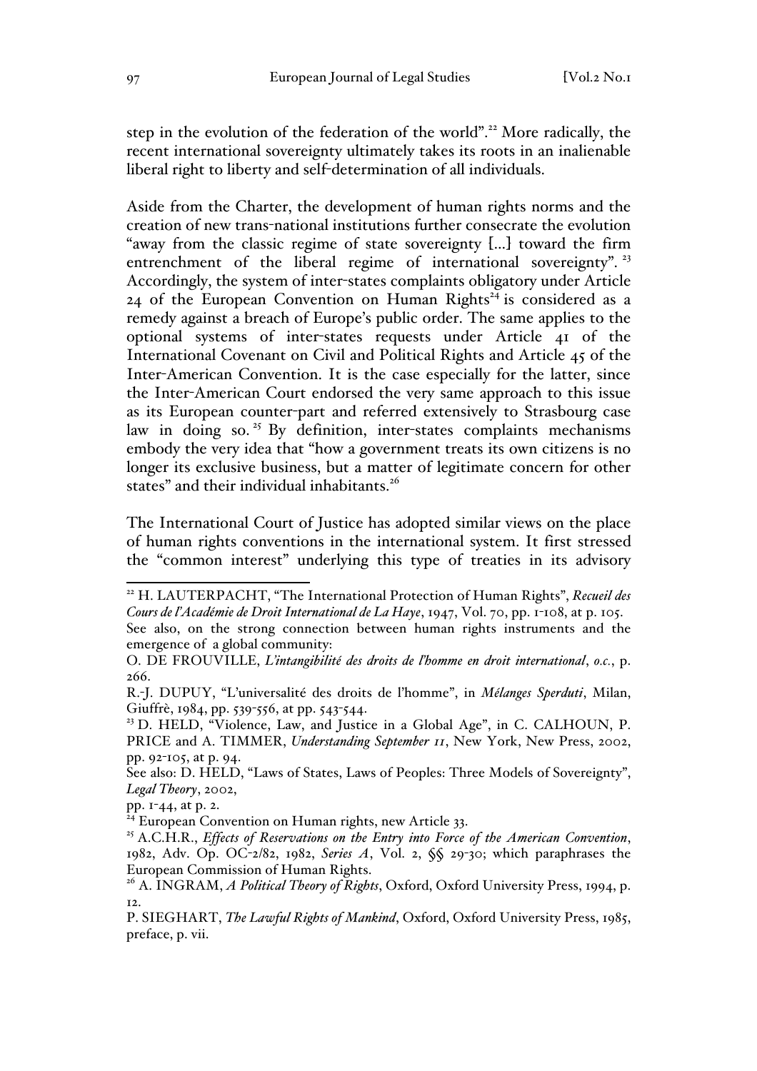step in the evolution of the federation of the world".[22] More radically, the recent international sovereignty ultimately takes its roots in an inalienable liberal right to liberty and self-determination of all individuals.

Aside from the Charter, the development of human rights norms and the creation of new trans-national institutions further consecrate the evolution "away from the classic regime of state sovereignty [...] toward the firm entrenchment of the liberal regime of international sovereignty".[23] Accordingly, the system of inter-states complaints obligatory under Article 24 of the European Convention on Human Rights[24] is considered as a remedy against a breach of Europe's public order. The same applies to the optional systems of inter-states requests under Article 41 of the International Covenant on Civil and Political Rights and Article 45 of the Inter-American Convention. It is the case especially for the latter, since the Inter-American Court endorsed the very same approach to this issue as its European counter-part and referred extensively to Strasbourg case law in doing so.[25] By definition, inter-states complaints mechanisms embody the very idea that "how a government treats its own citizens is no longer its exclusive business, but a matter of legitimate concern for other states" and their individual inhabitants.[26]

The International Court of Justice has adopted similar views on the place of human rights conventions in the international system. It first stressed the "common interest" underlying this type of treaties in its advisory

---

[22] H. LAUTERPACHT, "The International Protection of Human Rights", *Recueil des Cours de l'Académie de Droit International de La Haye*, 1947, Vol. 70, pp. 1-108, at p. 105.
See also, on the strong connection between human rights instruments and the emergence of a global community:
O. DE FROUVILLE, *L'intangibilité des droits de l'homme en droit international*, *o.c.*, p. 266.
R.-J. DUPUY, "L'universalité des droits de l'homme", in *Mélanges Sperduti*, Milan, Giuffrè, 1984, pp. 539-556, at pp. 543-544.

[23] D. HELD, "Violence, Law, and Justice in a Global Age", in C. CALHOUN, P. PRICE and A. TIMMER, *Understanding September 11*, New York, New Press, 2002, pp. 92-105, at p. 94.
See also: D. HELD, "Laws of States, Laws of Peoples: Three Models of Sovereignty", *Legal Theory*, 2002,
pp. 1-44, at p. 2.

[24] European Convention on Human rights, new Article 33.

[25] A.C.H.R., *Effects of Reservations on the Entry into Force of the American Convention*, 1982, Adv. Op. OC-2/82, 1982, *Series A*, Vol. 2, §§ 29-30; which paraphrases the European Commission of Human Rights.

[26] A. INGRAM, *A Political Theory of Rights*, Oxford, Oxford University Press, 1994, p. 12.
P. SIEGHART, *The Lawful Rights of Mankind*, Oxford, Oxford University Press, 1985, preface, p. vii.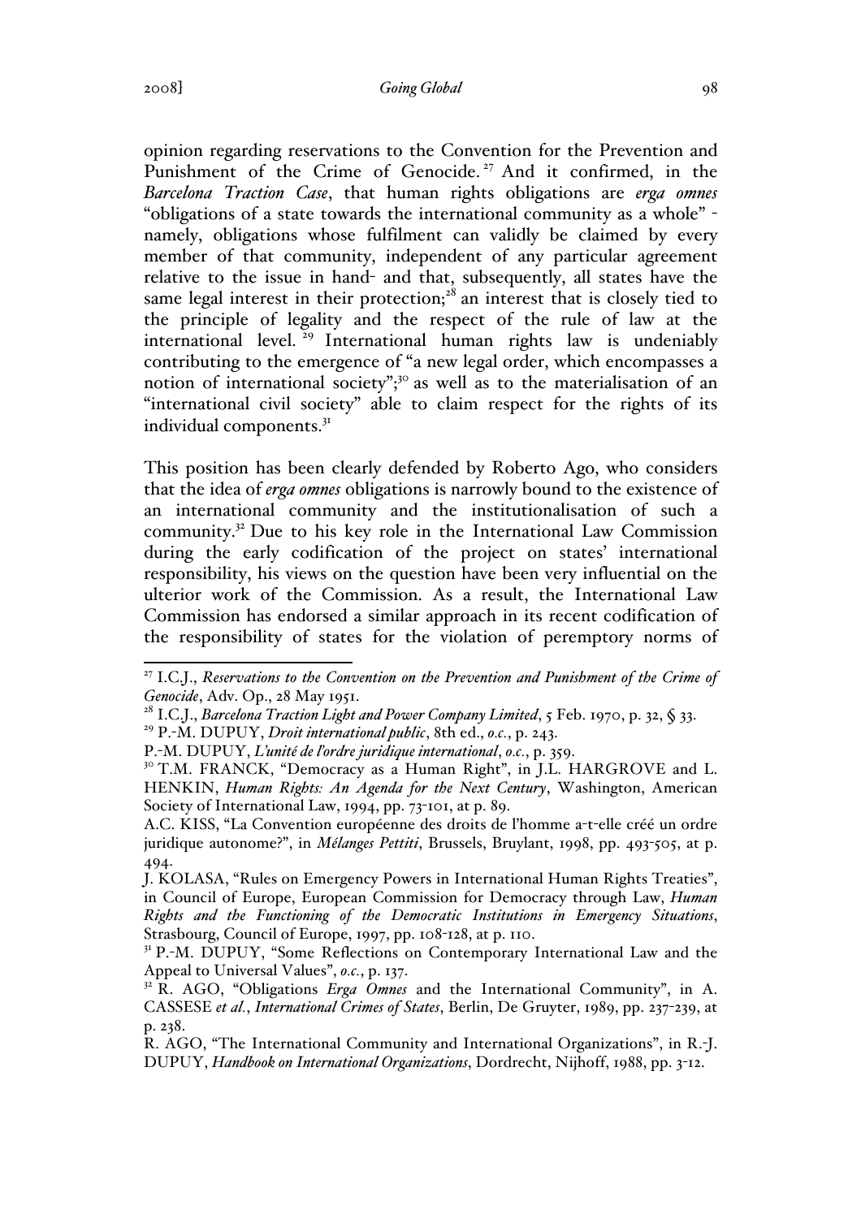opinion regarding reservations to the Convention for the Prevention and Punishment of the Crime of Genocide.[27] And it confirmed, in the *Barcelona Traction Case*, that human rights obligations are *erga omnes* "obligations of a state towards the international community as a whole" - namely, obligations whose fulfilment can validly be claimed by every member of that community, independent of any particular agreement relative to the issue in hand- and that, subsequently, all states have the same legal interest in their protection;[28] an interest that is closely tied to the principle of legality and the respect of the rule of law at the international level.[29] International human rights law is undeniably contributing to the emergence of "a new legal order, which encompasses a notion of international society";[30] as well as to the materialisation of an "international civil society" able to claim respect for the rights of its individual components.[31]

This position has been clearly defended by Roberto Ago, who considers that the idea of *erga omnes* obligations is narrowly bound to the existence of an international community and the institutionalisation of such a community.[32] Due to his key role in the International Law Commission during the early codification of the project on states' international responsibility, his views on the question have been very influential on the ulterior work of the Commission. As a result, the International Law Commission has endorsed a similar approach in its recent codification of the responsibility of states for the violation of peremptory norms of

---

[27] I.C.J., *Reservations to the Convention on the Prevention and Punishment of the Crime of Genocide*, Adv. Op., 28 May 1951.

[28] I.C.J., *Barcelona Traction Light and Power Company Limited*, 5 Feb. 1970, p. 32, § 33.

[29] P.-M. DUPUY, *Droit international public*, 8th ed., *o.c.*, p. 243.

P.-M. DUPUY, *L'unité de l'ordre juridique international*, *o.c.*, p. 359.

[30] T.M. FRANCK, "Democracy as a Human Right", in J.L. HARGROVE and L. HENKIN, *Human Rights: An Agenda for the Next Century*, Washington, American Society of International Law, 1994, pp. 73-101, at p. 89.

A.C. KISS, "La Convention européenne des droits de l'homme a-t-elle créé un ordre juridique autonome?", in *Mélanges Pettiti*, Brussels, Bruylant, 1998, pp. 493-505, at p. 494.

J. KOLASA, "Rules on Emergency Powers in International Human Rights Treaties", in Council of Europe, European Commission for Democracy through Law, *Human Rights and the Functioning of the Democratic Institutions in Emergency Situations*, Strasbourg, Council of Europe, 1997, pp. 108-128, at p. 110.

[31] P.-M. DUPUY, "Some Reflections on Contemporary International Law and the Appeal to Universal Values", *o.c.*, p. 137.

[32] R. AGO, "Obligations *Erga Omnes* and the International Community", in A. CASSESE *et al.*, *International Crimes of States*, Berlin, De Gruyter, 1989, pp. 237-239, at p. 238.

R. AGO, "The International Community and International Organizations", in R.-J. DUPUY, *Handbook on International Organizations*, Dordrecht, Nijhoff, 1988, pp. 3-12.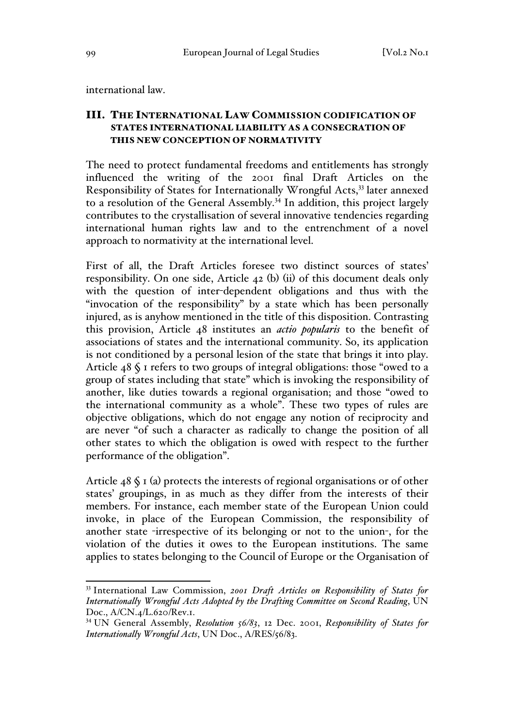international law.

## III. The International Law Commission codification of states international liability as a consecration of this new conception of normativity

The need to protect fundamental freedoms and entitlements has strongly influenced the writing of the 2001 final Draft Articles on the Responsibility of States for Internationally Wrongful Acts,[33] later annexed to a resolution of the General Assembly.[34] In addition, this project largely contributes to the crystallisation of several innovative tendencies regarding international human rights law and to the entrenchment of a novel approach to normativity at the international level.

First of all, the Draft Articles foresee two distinct sources of states' responsibility. On one side, Article 42 (b) (ii) of this document deals only with the question of inter-dependent obligations and thus with the "invocation of the responsibility" by a state which has been personally injured, as is anyhow mentioned in the title of this disposition. Contrasting this provision, Article 48 institutes an *actio popularis* to the benefit of associations of states and the international community. So, its application is not conditioned by a personal lesion of the state that brings it into play. Article 48 § 1 refers to two groups of integral obligations: those "owed to a group of states including that state" which is invoking the responsibility of another, like duties towards a regional organisation; and those "owed to the international community as a whole". These two types of rules are objective obligations, which do not engage any notion of reciprocity and are never "of such a character as radically to change the position of all other states to which the obligation is owed with respect to the further performance of the obligation".

Article 48 § 1 (a) protects the interests of regional organisations or of other states' groupings, in as much as they differ from the interests of their members. For instance, each member state of the European Union could invoke, in place of the European Commission, the responsibility of another state -irrespective of its belonging or not to the union-, for the violation of the duties it owes to the European institutions. The same applies to states belonging to the Council of Europe or the Organisation of

[33] International Law Commission, *2001 Draft Articles on Responsibility of States for Internationally Wrongful Acts Adopted by the Drafting Committee on Second Reading*, UN Doc., A/CN.4/L.620/Rev.1.

[34] UN General Assembly, *Resolution 56/83*, 12 Dec. 2001, *Responsibility of States for Internationally Wrongful Acts*, UN Doc., A/RES/56/83.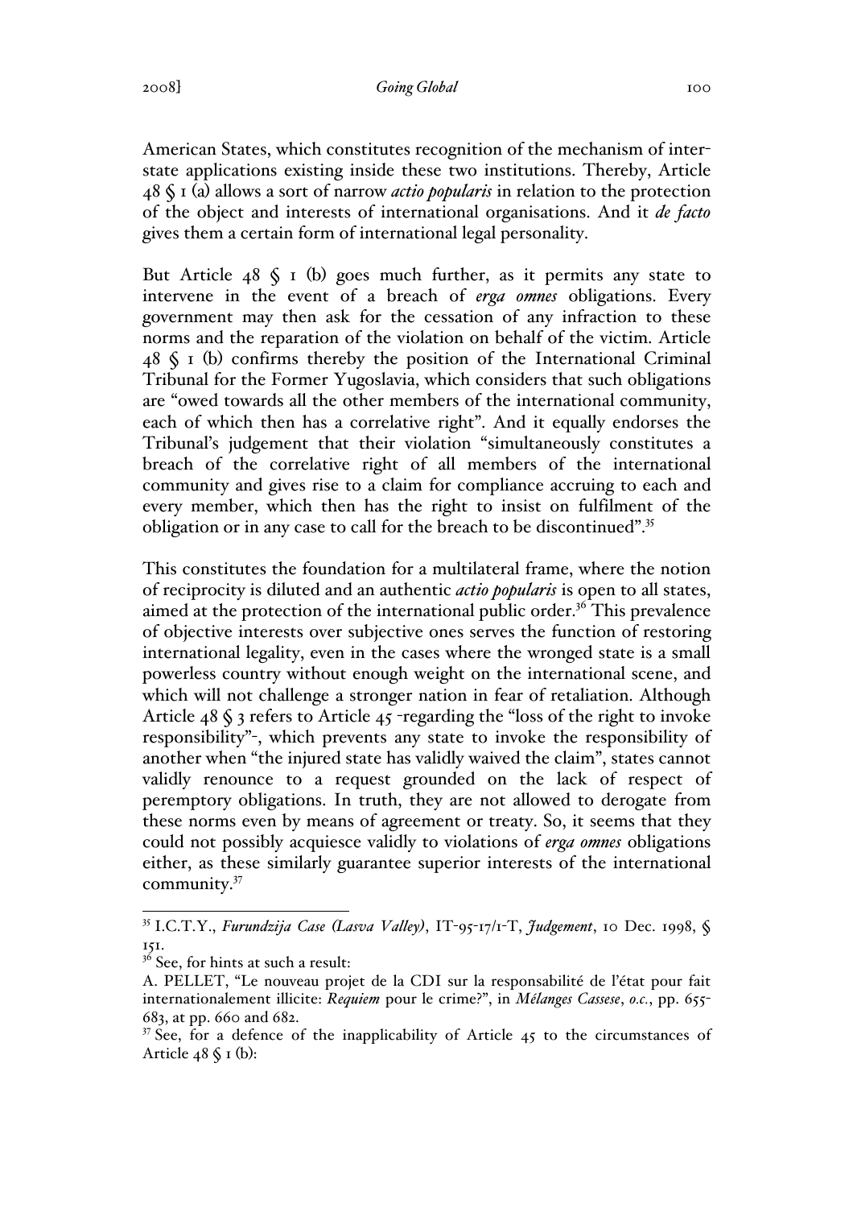American States, which constitutes recognition of the mechanism of inter-state applications existing inside these two institutions. Thereby, Article 48 § 1 (a) allows a sort of narrow *actio popularis* in relation to the protection of the object and interests of international organisations. And it *de facto* gives them a certain form of international legal personality.

But Article 48 § 1 (b) goes much further, as it permits any state to intervene in the event of a breach of *erga omnes* obligations. Every government may then ask for the cessation of any infraction to these norms and the reparation of the violation on behalf of the victim. Article 48 § 1 (b) confirms thereby the position of the International Criminal Tribunal for the Former Yugoslavia, which considers that such obligations are "owed towards all the other members of the international community, each of which then has a correlative right". And it equally endorses the Tribunal's judgement that their violation "simultaneously constitutes a breach of the correlative right of all members of the international community and gives rise to a claim for compliance accruing to each and every member, which then has the right to insist on fulfilment of the obligation or in any case to call for the breach to be discontinued".[35]

This constitutes the foundation for a multilateral frame, where the notion of reciprocity is diluted and an authentic *actio popularis* is open to all states, aimed at the protection of the international public order.[36] This prevalence of objective interests over subjective ones serves the function of restoring international legality, even in the cases where the wronged state is a small powerless country without enough weight on the international scene, and which will not challenge a stronger nation in fear of retaliation. Although Article 48 § 3 refers to Article 45 -regarding the "loss of the right to invoke responsibility"-, which prevents any state to invoke the responsibility of another when "the injured state has validly waived the claim", states cannot validly renounce to a request grounded on the lack of respect of peremptory obligations. In truth, they are not allowed to derogate from these norms even by means of agreement or treaty. So, it seems that they could not possibly acquiesce validly to violations of *erga omnes* obligations either, as these similarly guarantee superior interests of the international community.[37]

---

[35] I.C.T.Y., *Furundzija Case (Lasva Valley)*, IT-95-17/1-T, *Judgement*, 10 Dec. 1998, § 151.

[36] See, for hints at such a result:

A. PELLET, "Le nouveau projet de la CDI sur la responsabilité de l'état pour fait internationalement illicite: *Requiem* pour le crime?", in *Mélanges Cassese*, *o.c.*, pp. 655-683, at pp. 660 and 682.

[37] See, for a defence of the inapplicability of Article 45 to the circumstances of Article 48 § 1 (b):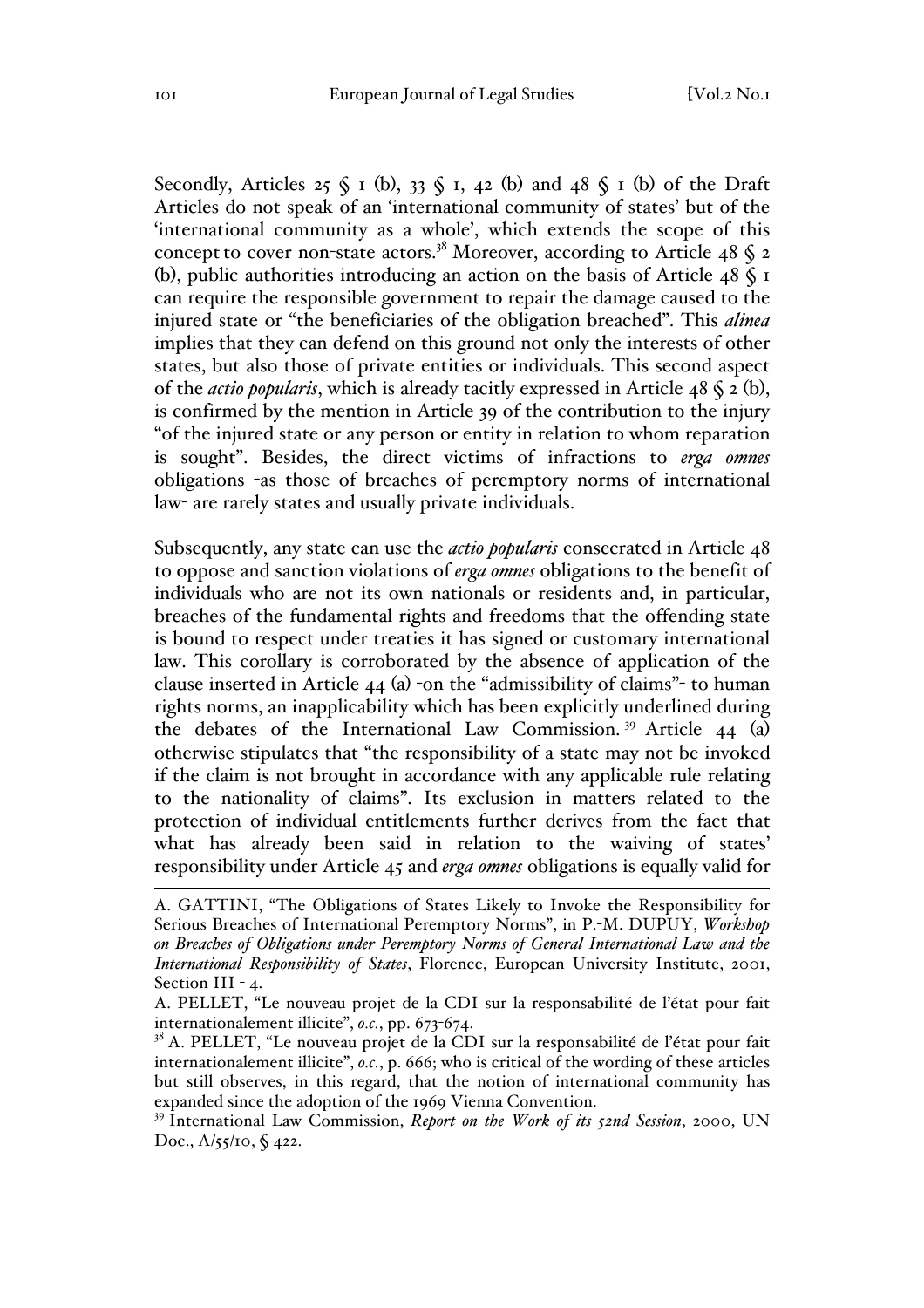Secondly, Articles 25 § 1 (b), 33 § 1, 42 (b) and 48 § 1 (b) of the Draft Articles do not speak of an 'international community of states' but of the 'international community as a whole', which extends the scope of this concept to cover non-state actors.[38] Moreover, according to Article 48 § 2 (b), public authorities introducing an action on the basis of Article 48 § 1 can require the responsible government to repair the damage caused to the injured state or "the beneficiaries of the obligation breached". This *alinea* implies that they can defend on this ground not only the interests of other states, but also those of private entities or individuals. This second aspect of the *actio popularis*, which is already tacitly expressed in Article 48 § 2 (b), is confirmed by the mention in Article 39 of the contribution to the injury "of the injured state or any person or entity in relation to whom reparation is sought". Besides, the direct victims of infractions to *erga omnes* obligations -as those of breaches of peremptory norms of international law- are rarely states and usually private individuals.

Subsequently, any state can use the *actio popularis* consecrated in Article 48 to oppose and sanction violations of *erga omnes* obligations to the benefit of individuals who are not its own nationals or residents and, in particular, breaches of the fundamental rights and freedoms that the offending state is bound to respect under treaties it has signed or customary international law. This corollary is corroborated by the absence of application of the clause inserted in Article 44 (a) -on the "admissibility of claims"- to human rights norms, an inapplicability which has been explicitly underlined during the debates of the International Law Commission.[39] Article 44 (a) otherwise stipulates that "the responsibility of a state may not be invoked if the claim is not brought in accordance with any applicable rule relating to the nationality of claims". Its exclusion in matters related to the protection of individual entitlements further derives from the fact that what has already been said in relation to the waiving of states' responsibility under Article 45 and *erga omnes* obligations is equally valid for

---

A. GATTINI, "The Obligations of States Likely to Invoke the Responsibility for Serious Breaches of International Peremptory Norms", in P.-M. DUPUY, *Workshop on Breaches of Obligations under Peremptory Norms of General International Law and the International Responsibility of States*, Florence, European University Institute, 2001, Section III - 4.

A. PELLET, "Le nouveau projet de la CDI sur la responsabilité de l'état pour fait internationalement illicite", *o.c.*, pp. 673-674.

[38] A. PELLET, "Le nouveau projet de la CDI sur la responsabilité de l'état pour fait internationalement illicite", *o.c.*, p. 666; who is critical of the wording of these articles but still observes, in this regard, that the notion of international community has expanded since the adoption of the 1969 Vienna Convention.

[39] International Law Commission, *Report on the Work of its 52nd Session*, 2000, UN Doc., A/55/10, § 422.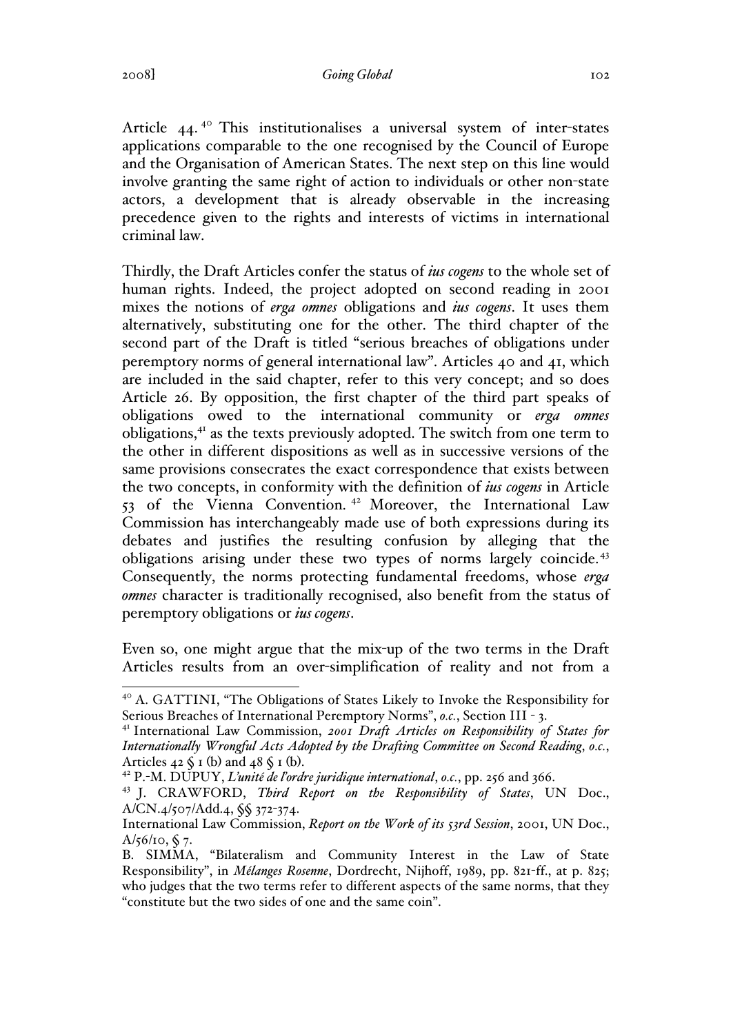Article 44.[40] This institutionalises a universal system of inter-states applications comparable to the one recognised by the Council of Europe and the Organisation of American States. The next step on this line would involve granting the same right of action to individuals or other non-state actors, a development that is already observable in the increasing precedence given to the rights and interests of victims in international criminal law.

Thirdly, the Draft Articles confer the status of *ius cogens* to the whole set of human rights. Indeed, the project adopted on second reading in 2001 mixes the notions of *erga omnes* obligations and *ius cogens*. It uses them alternatively, substituting one for the other. The third chapter of the second part of the Draft is titled "serious breaches of obligations under peremptory norms of general international law". Articles 40 and 41, which are included in the said chapter, refer to this very concept; and so does Article 26. By opposition, the first chapter of the third part speaks of obligations owed to the international community or *erga omnes* obligations,[41] as the texts previously adopted. The switch from one term to the other in different dispositions as well as in successive versions of the same provisions consecrates the exact correspondence that exists between the two concepts, in conformity with the definition of *ius cogens* in Article 53 of the Vienna Convention.[42] Moreover, the International Law Commission has interchangeably made use of both expressions during its debates and justifies the resulting confusion by alleging that the obligations arising under these two types of norms largely coincide.[43] Consequently, the norms protecting fundamental freedoms, whose *erga omnes* character is traditionally recognised, also benefit from the status of peremptory obligations or *ius cogens*.

Even so, one might argue that the mix-up of the two terms in the Draft Articles results from an over-simplification of reality and not from a

---

[40] A. GATTINI, "The Obligations of States Likely to Invoke the Responsibility for Serious Breaches of International Peremptory Norms", *o.c.*, Section III - 3.

[41] International Law Commission, *2001 Draft Articles on Responsibility of States for Internationally Wrongful Acts Adopted by the Drafting Committee on Second Reading*, *o.c.*, Articles 42 § 1 (b) and 48 § 1 (b).

[42] P.-M. DUPUY, *L'unité de l'ordre juridique international*, *o.c.*, pp. 256 and 366.

[43] J. CRAWFORD, *Third Report on the Responsibility of States*, UN Doc., A/CN.4/507/Add.4, §§ 372-374.
International Law Commission, *Report on the Work of its 53rd Session*, 2001, UN Doc., A/56/10, § 7.
B. SIMMA, "Bilateralism and Community Interest in the Law of State Responsibility", in *Mélanges Rosenne*, Dordrecht, Nijhoff, 1989, pp. 821-ff., at p. 825; who judges that the two terms refer to different aspects of the same norms, that they "constitute but the two sides of one and the same coin".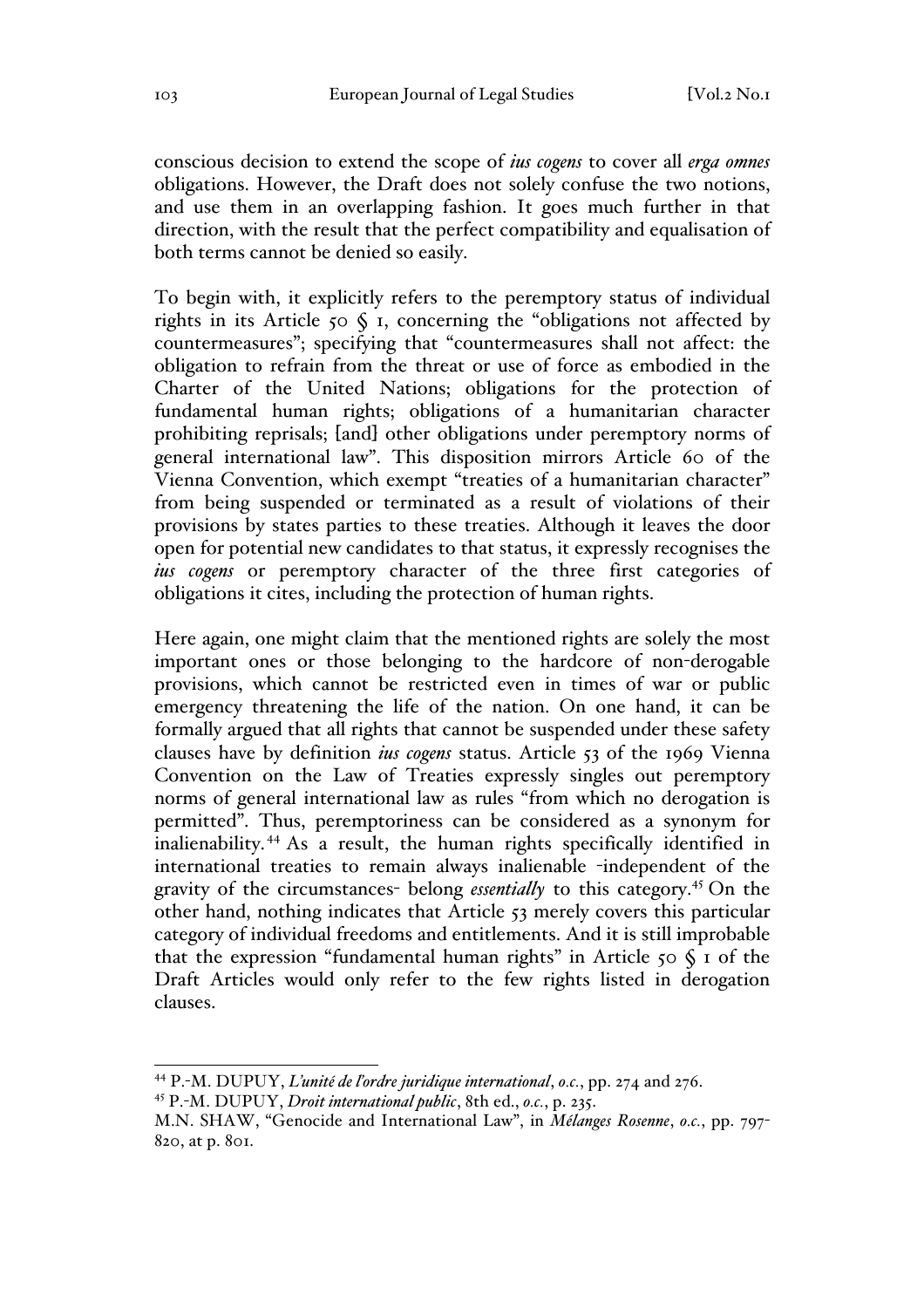conscious decision to extend the scope of *ius cogens* to cover all *erga omnes* obligations. However, the Draft does not solely confuse the two notions, and use them in an overlapping fashion. It goes much further in that direction, with the result that the perfect compatibility and equalisation of both terms cannot be denied so easily.

To begin with, it explicitly refers to the peremptory status of individual rights in its Article 50 § 1, concerning the "obligations not affected by countermeasures"; specifying that "countermeasures shall not affect: the obligation to refrain from the threat or use of force as embodied in the Charter of the United Nations; obligations for the protection of fundamental human rights; obligations of a humanitarian character prohibiting reprisals; [and] other obligations under peremptory norms of general international law". This disposition mirrors Article 60 of the Vienna Convention, which exempt "treaties of a humanitarian character" from being suspended or terminated as a result of violations of their provisions by states parties to these treaties. Although it leaves the door open for potential new candidates to that status, it expressly recognises the *ius cogens* or peremptory character of the three first categories of obligations it cites, including the protection of human rights.

Here again, one might claim that the mentioned rights are solely the most important ones or those belonging to the hardcore of non-derogable provisions, which cannot be restricted even in times of war or public emergency threatening the life of the nation. On one hand, it can be formally argued that all rights that cannot be suspended under these safety clauses have by definition *ius cogens* status. Article 53 of the 1969 Vienna Convention on the Law of Treaties expressly singles out peremptory norms of general international law as rules "from which no derogation is permitted". Thus, peremptoriness can be considered as a synonym for inalienability.[44] As a result, the human rights specifically identified in international treaties to remain always inalienable -independent of the gravity of the circumstances- belong *essentially* to this category.[45] On the other hand, nothing indicates that Article 53 merely covers this particular category of individual freedoms and entitlements. And it is still improbable that the expression "fundamental human rights" in Article 50 § 1 of the Draft Articles would only refer to the few rights listed in derogation clauses.

---

[44] P.-M. DUPUY, *L'unité de l'ordre juridique international*, *o.c.*, pp. 274 and 276.

[45] P.-M. DUPUY, *Droit international public*, 8th ed., *o.c.*, p. 235.

M.N. SHAW, "Genocide and International Law", in *Mélanges Rosenne*, *o.c.*, pp. 797-820, at p. 801.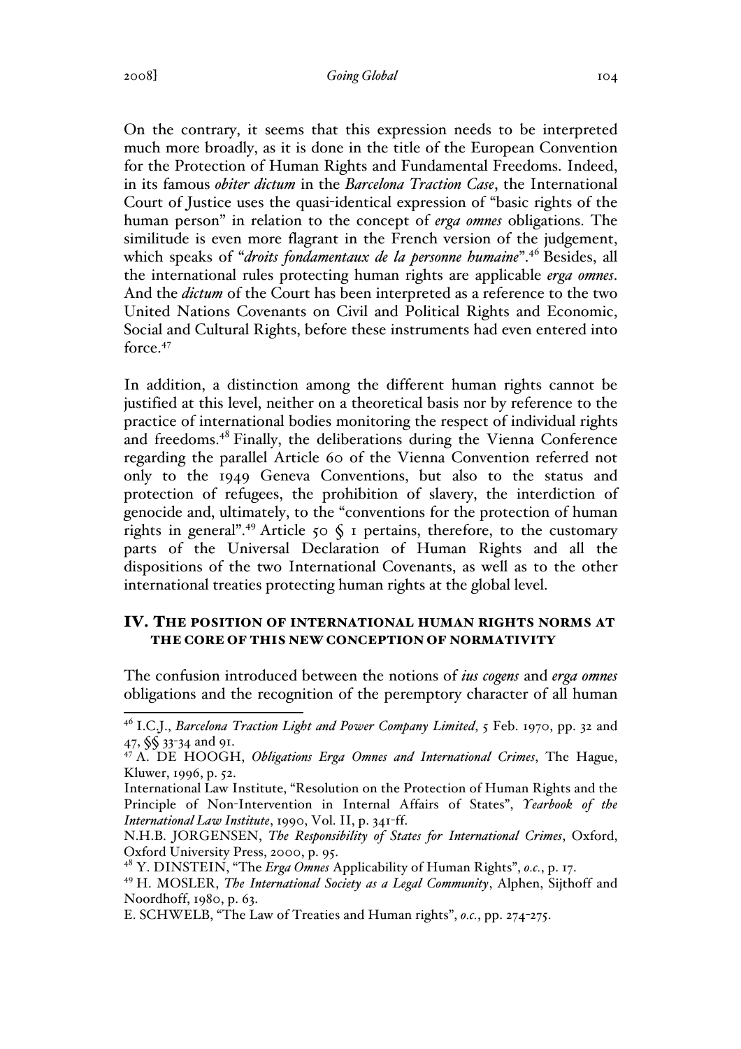On the contrary, it seems that this expression needs to be interpreted much more broadly, as it is done in the title of the European Convention for the Protection of Human Rights and Fundamental Freedoms. Indeed, in its famous *obiter dictum* in the *Barcelona Traction Case*, the International Court of Justice uses the quasi-identical expression of "basic rights of the human person" in relation to the concept of *erga omnes* obligations. The similitude is even more flagrant in the French version of the judgement, which speaks of "*droits fondamentaux de la personne humaine*".[46] Besides, all the international rules protecting human rights are applicable *erga omnes*. And the *dictum* of the Court has been interpreted as a reference to the two United Nations Covenants on Civil and Political Rights and Economic, Social and Cultural Rights, before these instruments had even entered into force.[47]

In addition, a distinction among the different human rights cannot be justified at this level, neither on a theoretical basis nor by reference to the practice of international bodies monitoring the respect of individual rights and freedoms.[48] Finally, the deliberations during the Vienna Conference regarding the parallel Article 60 of the Vienna Convention referred not only to the 1949 Geneva Conventions, but also to the status and protection of refugees, the prohibition of slavery, the interdiction of genocide and, ultimately, to the "conventions for the protection of human rights in general".[49] Article 50 § 1 pertains, therefore, to the customary parts of the Universal Declaration of Human Rights and all the dispositions of the two International Covenants, as well as to the other international treaties protecting human rights at the global level.

## IV. THE POSITION OF INTERNATIONAL HUMAN RIGHTS NORMS AT THE CORE OF THIS NEW CONCEPTION OF NORMATIVITY

The confusion introduced between the notions of *ius cogens* and *erga omnes* obligations and the recognition of the peremptory character of all human

---

[46] I.C.J., *Barcelona Traction Light and Power Company Limited*, 5 Feb. 1970, pp. 32 and 47, §§ 33-34 and 91.

[47] A. DE HOOGH, *Obligations Erga Omnes and International Crimes*, The Hague, Kluwer, 1996, p. 52.

International Law Institute, "Resolution on the Protection of Human Rights and the Principle of Non-Intervention in Internal Affairs of States", *Yearbook of the International Law Institute*, 1990, Vol. II, p. 341-ff.

N.H.B. JORGENSEN, *The Responsibility of States for International Crimes*, Oxford, Oxford University Press, 2000, p. 95.

[48] Y. DINSTEIN, "The *Erga Omnes* Applicability of Human Rights", *o.c.*, p. 17.

[49] H. MOSLER, *The International Society as a Legal Community*, Alphen, Sijthoff and Noordhoff, 1980, p. 63.

E. SCHWELB, "The Law of Treaties and Human rights", *o.c.*, pp. 274-275.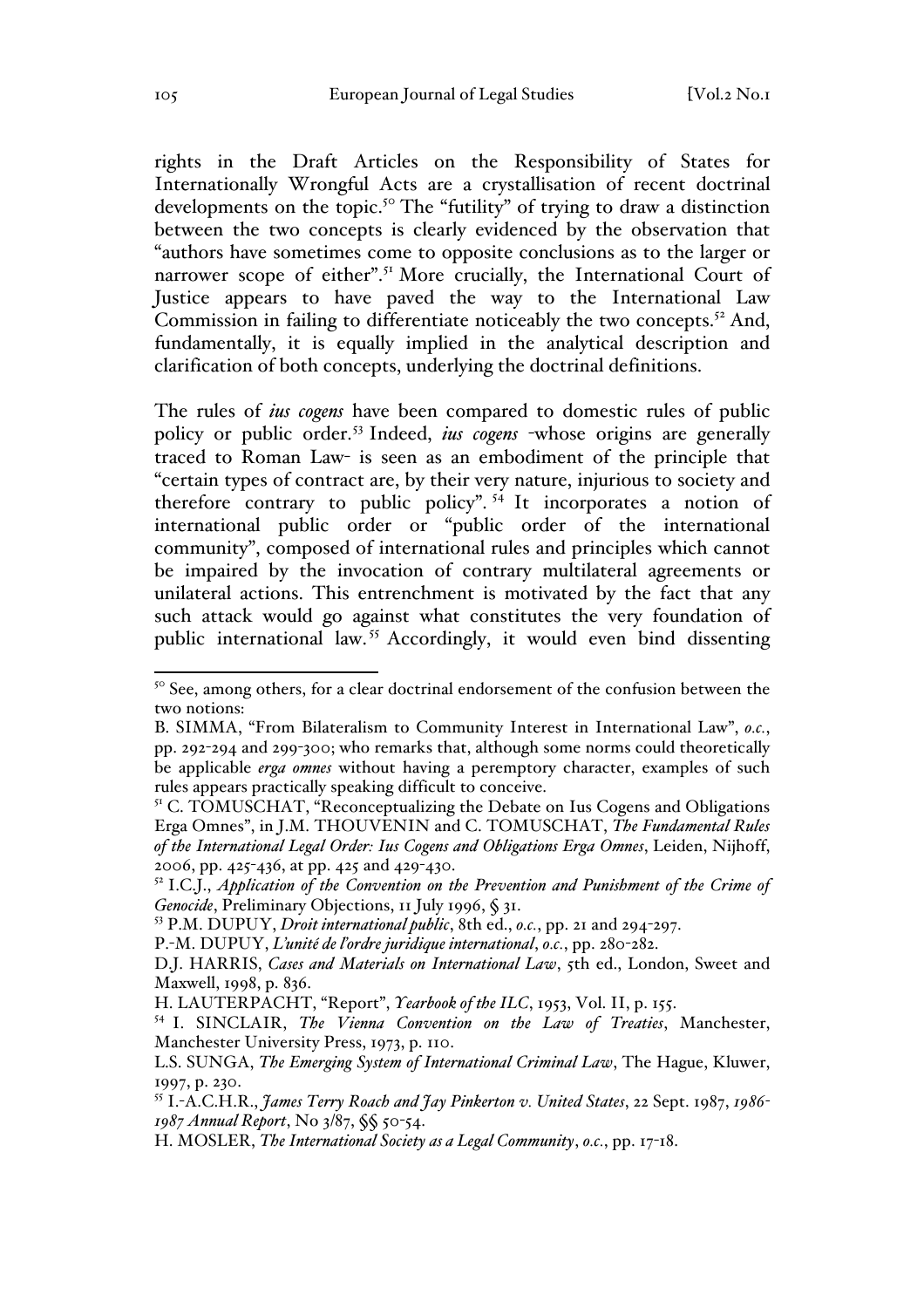rights in the Draft Articles on the Responsibility of States for Internationally Wrongful Acts are a crystallisation of recent doctrinal developments on the topic.[50] The "futility" of trying to draw a distinction between the two concepts is clearly evidenced by the observation that "authors have sometimes come to opposite conclusions as to the larger or narrower scope of either".[51] More crucially, the International Court of Justice appears to have paved the way to the International Law Commission in failing to differentiate noticeably the two concepts.[52] And, fundamentally, it is equally implied in the analytical description and clarification of both concepts, underlying the doctrinal definitions.

The rules of *ius cogens* have been compared to domestic rules of public policy or public order.[53] Indeed, *ius cogens* -whose origins are generally traced to Roman Law- is seen as an embodiment of the principle that "certain types of contract are, by their very nature, injurious to society and therefore contrary to public policy".[54] It incorporates a notion of international public order or "public order of the international community", composed of international rules and principles which cannot be impaired by the invocation of contrary multilateral agreements or unilateral actions. This entrenchment is motivated by the fact that any such attack would go against what constitutes the very foundation of public international law.[55] Accordingly, it would even bind dissenting

---

[50] See, among others, for a clear doctrinal endorsement of the confusion between the two notions:

B. SIMMA, "From Bilateralism to Community Interest in International Law", *o.c.*, pp. 292-294 and 299-300; who remarks that, although some norms could theoretically be applicable *erga omnes* without having a peremptory character, examples of such rules appears practically speaking difficult to conceive.

[51] C. TOMUSCHAT, "Reconceptualizing the Debate on Ius Cogens and Obligations Erga Omnes", in J.M. THOUVENIN and C. TOMUSCHAT, *The Fundamental Rules of the International Legal Order: Ius Cogens and Obligations Erga Omnes*, Leiden, Nijhoff, 2006, pp. 425-436, at pp. 425 and 429-430.

[52] I.C.J., *Application of the Convention on the Prevention and Punishment of the Crime of Genocide*, Preliminary Objections, 11 July 1996, § 31.

[53] P.M. DUPUY, *Droit international public*, 8th ed., *o.c.*, pp. 21 and 294-297.

P.-M. DUPUY, *L'unité de l'ordre juridique international*, *o.c.*, pp. 280-282.

D.J. HARRIS, *Cases and Materials on International Law*, 5th ed., London, Sweet and Maxwell, 1998, p. 836.

H. LAUTERPACHT, "Report", *Yearbook of the ILC*, 1953, Vol. II, p. 155.

[54] I. SINCLAIR, *The Vienna Convention on the Law of Treaties*, Manchester, Manchester University Press, 1973, p. 110.

L.S. SUNGA, *The Emerging System of International Criminal Law*, The Hague, Kluwer, 1997, p. 230.

[55] I.-A.C.H.R., *James Terry Roach and Jay Pinkerton v. United States*, 22 Sept. 1987, *1986-1987 Annual Report*, No 3/87, §§ 50-54.

H. MOSLER, *The International Society as a Legal Community*, *o.c.*, pp. 17-18.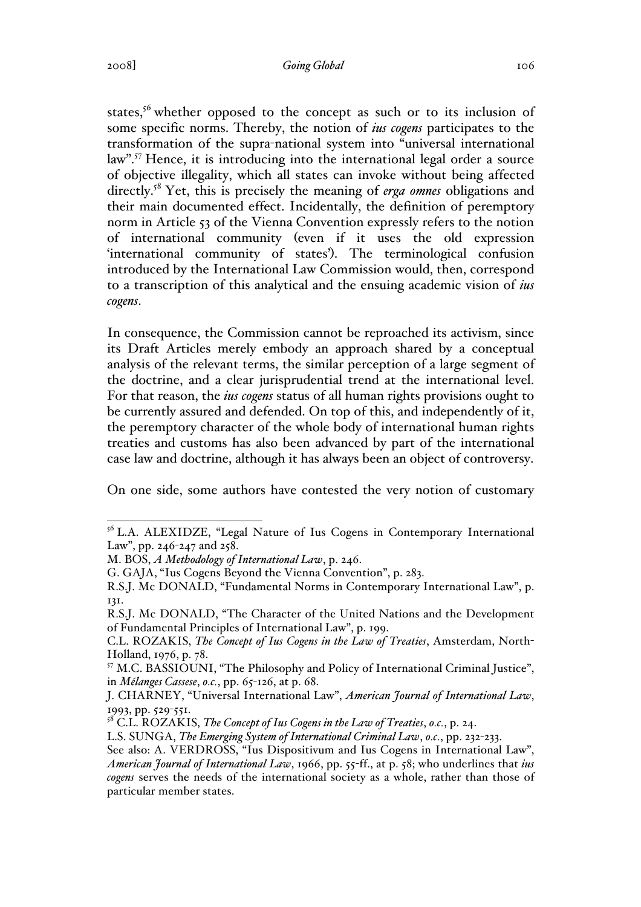states,[56] whether opposed to the concept as such or to its inclusion of some specific norms. Thereby, the notion of *ius cogens* participates to the transformation of the supra-national system into "universal international law".[57] Hence, it is introducing into the international legal order a source of objective illegality, which all states can invoke without being affected directly.[58] Yet, this is precisely the meaning of *erga omnes* obligations and their main documented effect. Incidentally, the definition of peremptory norm in Article 53 of the Vienna Convention expressly refers to the notion of international community (even if it uses the old expression 'international community of states'). The terminological confusion introduced by the International Law Commission would, then, correspond to a transcription of this analytical and the ensuing academic vision of *ius cogens*.

In consequence, the Commission cannot be reproached its activism, since its Draft Articles merely embody an approach shared by a conceptual analysis of the relevant terms, the similar perception of a large segment of the doctrine, and a clear jurisprudential trend at the international level. For that reason, the *ius cogens* status of all human rights provisions ought to be currently assured and defended. On top of this, and independently of it, the peremptory character of the whole body of international human rights treaties and customs has also been advanced by part of the international case law and doctrine, although it has always been an object of controversy.

On one side, some authors have contested the very notion of customary

---

[56] L.A. ALEXIDZE, "Legal Nature of Ius Cogens in Contemporary International Law", pp. 246-247 and 258.
M. BOS, *A Methodology of International Law*, p. 246.
G. GAJA, "Ius Cogens Beyond the Vienna Convention", p. 283.
R.S.J. Mc DONALD, "Fundamental Norms in Contemporary International Law", p. 131.
R.S.J. Mc DONALD, "The Character of the United Nations and the Development of Fundamental Principles of International Law", p. 199.
C.L. ROZAKIS, *The Concept of Ius Cogens in the Law of Treaties*, Amsterdam, North-Holland, 1976, p. 78.

[57] M.C. BASSIOUNI, "The Philosophy and Policy of International Criminal Justice", in *Mélanges Cassese*, *o.c.*, pp. 65-126, at p. 68.
J. CHARNEY, "Universal International Law", *American Journal of International Law*, 1993, pp. 529-551.

[58] C.L. ROZAKIS, *The Concept of Ius Cogens in the Law of Treaties*, *o.c.*, p. 24.
L.S. SUNGA, *The Emerging System of International Criminal Law*, *o.c.*, pp. 232-233.
See also: A. VERDROSS, "Ius Dispositivum and Ius Cogens in International Law", *American Journal of International Law*, 1966, pp. 55-ff., at p. 58; who underlines that *ius cogens* serves the needs of the international society as a whole, rather than those of particular member states.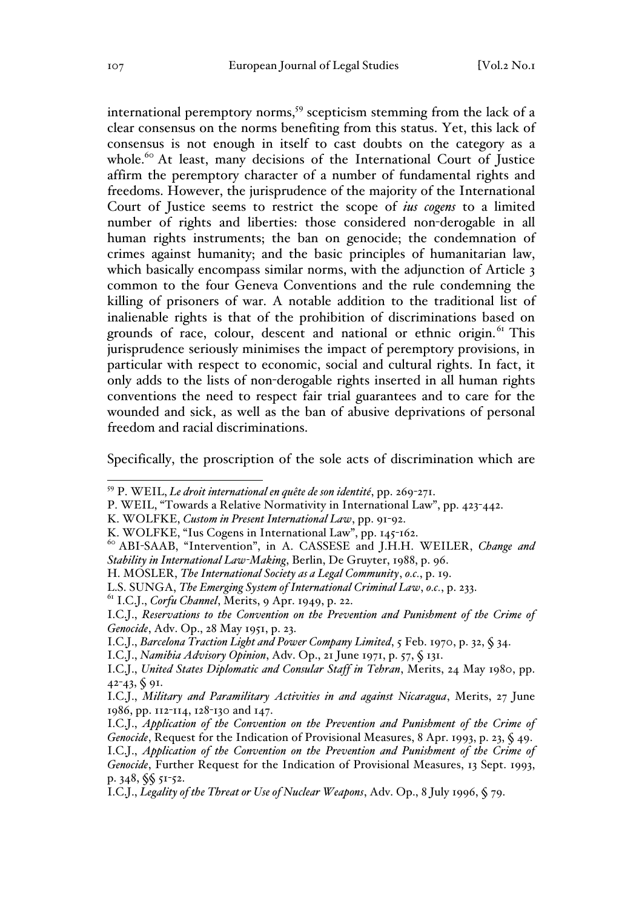international peremptory norms,[59] scepticism stemming from the lack of a clear consensus on the norms benefiting from this status. Yet, this lack of consensus is not enough in itself to cast doubts on the category as a whole.[60] At least, many decisions of the International Court of Justice affirm the peremptory character of a number of fundamental rights and freedoms. However, the jurisprudence of the majority of the International Court of Justice seems to restrict the scope of *ius cogens* to a limited number of rights and liberties: those considered non-derogable in all human rights instruments; the ban on genocide; the condemnation of crimes against humanity; and the basic principles of humanitarian law, which basically encompass similar norms, with the adjunction of Article 3 common to the four Geneva Conventions and the rule condemning the killing of prisoners of war. A notable addition to the traditional list of inalienable rights is that of the prohibition of discriminations based on grounds of race, colour, descent and national or ethnic origin.[61] This jurisprudence seriously minimises the impact of peremptory provisions, in particular with respect to economic, social and cultural rights. In fact, it only adds to the lists of non-derogable rights inserted in all human rights conventions the need to respect fair trial guarantees and to care for the wounded and sick, as well as the ban of abusive deprivations of personal freedom and racial discriminations.

Specifically, the proscription of the sole acts of discrimination which are

---

[59] P. WEIL, *Le droit international en quête de son identité*, pp. 269-271.
P. WEIL, "Towards a Relative Normativity in International Law", pp. 423-442.
K. WOLFKE, *Custom in Present International Law*, pp. 91-92.
K. WOLFKE, "Ius Cogens in International Law", pp. 145-162.

[60] ABI-SAAB, "Intervention", in A. CASSESE and J.H.H. WEILER, *Change and Stability in International Law-Making*, Berlin, De Gruyter, 1988, p. 96.
H. MOSLER, *The International Society as a Legal Community*, *o.c.*, p. 19.
L.S. SUNGA, *The Emerging System of International Criminal Law*, *o.c.*, p. 233.

[61] I.C.J., *Corfu Channel*, Merits, 9 Apr. 1949, p. 22.
I.C.J., *Reservations to the Convention on the Prevention and Punishment of the Crime of Genocide*, Adv. Op., 28 May 1951, p. 23.
I.C.J., *Barcelona Traction Light and Power Company Limited*, 5 Feb. 1970, p. 32, § 34.
I.C.J., *Namibia Advisory Opinion*, Adv. Op., 21 June 1971, p. 57, § 131.
I.C.J., *United States Diplomatic and Consular Staff in Tehran*, Merits, 24 May 1980, pp. 42-43, § 91.
I.C.J., *Military and Paramilitary Activities in and against Nicaragua*, Merits, 27 June 1986, pp. 112-114, 128-130 and 147.
I.C.J., *Application of the Convention on the Prevention and Punishment of the Crime of Genocide*, Request for the Indication of Provisional Measures, 8 Apr. 1993, p. 23, § 49.
I.C.J., *Application of the Convention on the Prevention and Punishment of the Crime of Genocide*, Further Request for the Indication of Provisional Measures, 13 Sept. 1993, p. 348, §§ 51-52.
I.C.J., *Legality of the Threat or Use of Nuclear Weapons*, Adv. Op., 8 July 1996, § 79.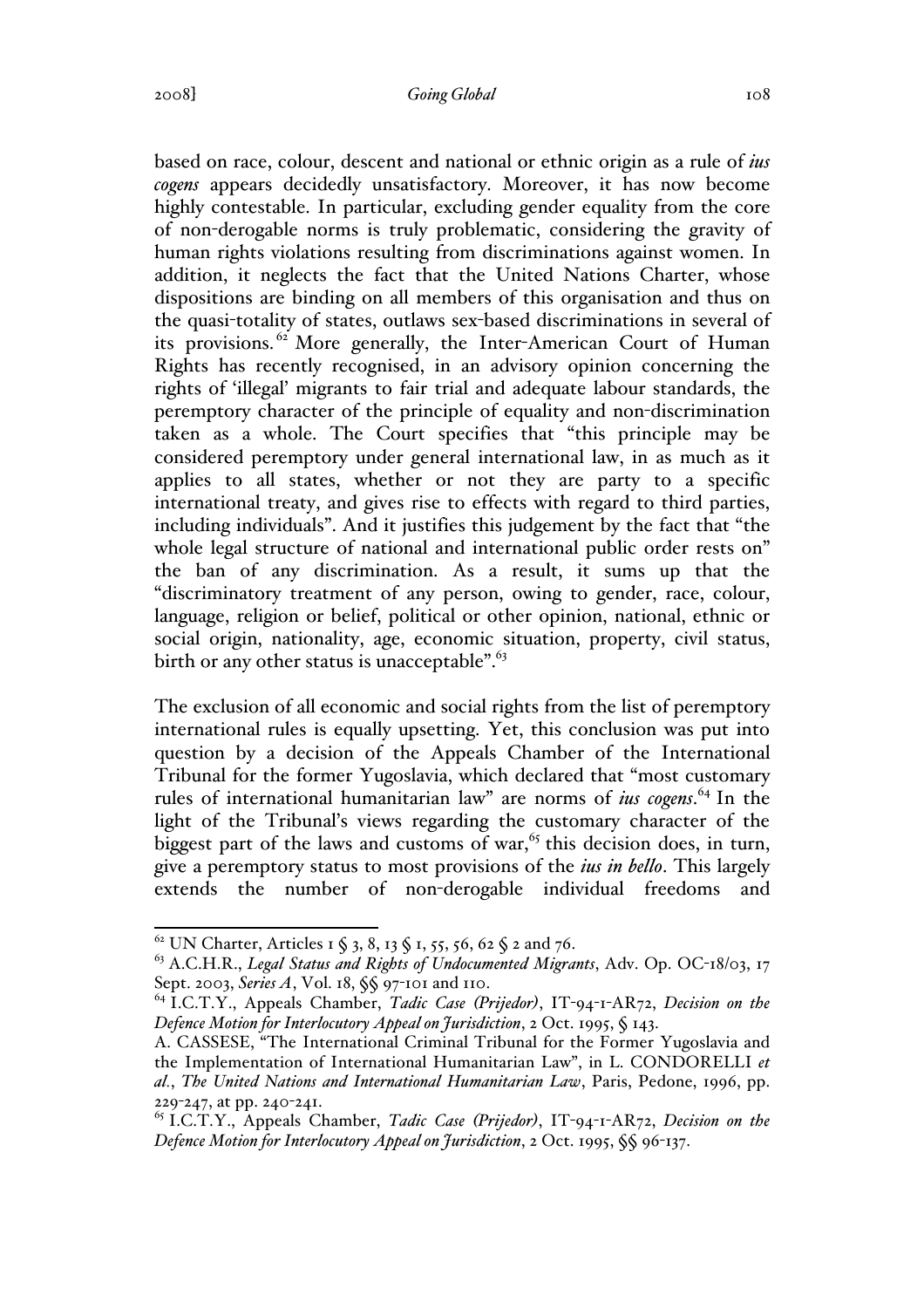based on race, colour, descent and national or ethnic origin as a rule of *ius cogens* appears decidedly unsatisfactory. Moreover, it has now become highly contestable. In particular, excluding gender equality from the core of non-derogable norms is truly problematic, considering the gravity of human rights violations resulting from discriminations against women. In addition, it neglects the fact that the United Nations Charter, whose dispositions are binding on all members of this organisation and thus on the quasi-totality of states, outlaws sex-based discriminations in several of its provisions.[62] More generally, the Inter-American Court of Human Rights has recently recognised, in an advisory opinion concerning the rights of 'illegal' migrants to fair trial and adequate labour standards, the peremptory character of the principle of equality and non-discrimination taken as a whole. The Court specifies that "this principle may be considered peremptory under general international law, in as much as it applies to all states, whether or not they are party to a specific international treaty, and gives rise to effects with regard to third parties, including individuals". And it justifies this judgement by the fact that "the whole legal structure of national and international public order rests on" the ban of any discrimination. As a result, it sums up that the "discriminatory treatment of any person, owing to gender, race, colour, language, religion or belief, political or other opinion, national, ethnic or social origin, nationality, age, economic situation, property, civil status, birth or any other status is unacceptable".[63]

The exclusion of all economic and social rights from the list of peremptory international rules is equally upsetting. Yet, this conclusion was put into question by a decision of the Appeals Chamber of the International Tribunal for the former Yugoslavia, which declared that "most customary rules of international humanitarian law" are norms of *ius cogens*.[64] In the light of the Tribunal's views regarding the customary character of the biggest part of the laws and customs of war,[65] this decision does, in turn, give a peremptory status to most provisions of the *ius in bello*. This largely extends the number of non-derogable individual freedoms and

---

[62] UN Charter, Articles 1 § 3, 8, 13 § 1, 55, 56, 62 § 2 and 76.

[63] A.C.H.R., *Legal Status and Rights of Undocumented Migrants*, Adv. Op. OC-18/03, 17 Sept. 2003, *Series A*, Vol. 18, §§ 97-101 and 110.

[64] I.C.T.Y., Appeals Chamber, *Tadic Case (Prijedor)*, IT-94-1-AR72, *Decision on the Defence Motion for Interlocutory Appeal on Jurisdiction*, 2 Oct. 1995, § 143.
A. CASSESE, "The International Criminal Tribunal for the Former Yugoslavia and the Implementation of International Humanitarian Law", in L. CONDORELLI *et al.*, *The United Nations and International Humanitarian Law*, Paris, Pedone, 1996, pp. 229-247, at pp. 240-241.

[65] I.C.T.Y., Appeals Chamber, *Tadic Case (Prijedor)*, IT-94-1-AR72, *Decision on the Defence Motion for Interlocutory Appeal on Jurisdiction*, 2 Oct. 1995, §§ 96-137.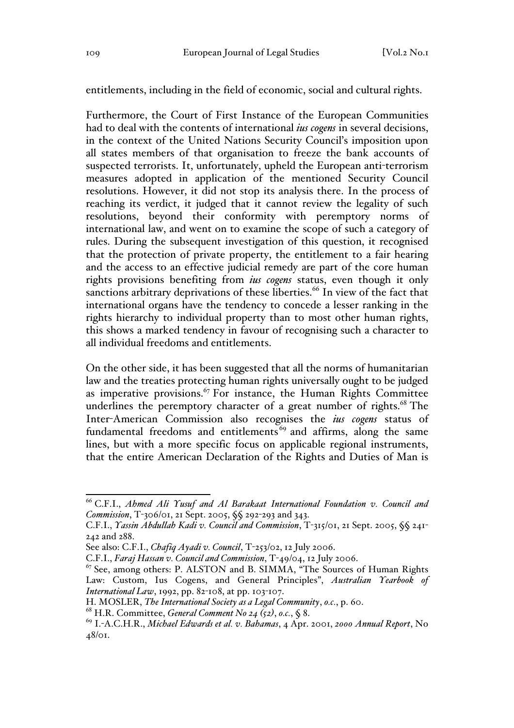entitlements, including in the field of economic, social and cultural rights.

Furthermore, the Court of First Instance of the European Communities had to deal with the contents of international *ius cogens* in several decisions, in the context of the United Nations Security Council's imposition upon all states members of that organisation to freeze the bank accounts of suspected terrorists. It, unfortunately, upheld the European anti-terrorism measures adopted in application of the mentioned Security Council resolutions. However, it did not stop its analysis there. In the process of reaching its verdict, it judged that it cannot review the legality of such resolutions, beyond their conformity with peremptory norms of international law, and went on to examine the scope of such a category of rules. During the subsequent investigation of this question, it recognised that the protection of private property, the entitlement to a fair hearing and the access to an effective judicial remedy are part of the core human rights provisions benefiting from *ius cogens* status, even though it only sanctions arbitrary deprivations of these liberties.[66] In view of the fact that international organs have the tendency to concede a lesser ranking in the rights hierarchy to individual property than to most other human rights, this shows a marked tendency in favour of recognising such a character to all individual freedoms and entitlements.

On the other side, it has been suggested that all the norms of humanitarian law and the treaties protecting human rights universally ought to be judged as imperative provisions.[67] For instance, the Human Rights Committee underlines the peremptory character of a great number of rights.[68] The Inter-American Commission also recognises the *ius cogens* status of fundamental freedoms and entitlements[69] and affirms, along the same lines, but with a more specific focus on applicable regional instruments, that the entire American Declaration of the Rights and Duties of Man is

---

[66] C.F.I., *Ahmed Ali Yusuf and Al Barakaat International Foundation v. Council and Commission*, T-306/01, 21 Sept. 2005, §§ 292-293 and 343.
C.F.I., *Yassin Abdullah Kadi v. Council and Commission*, T-315/01, 21 Sept. 2005, §§ 241-242 and 288.
See also: C.F.I., *Chafiq Ayadi v. Council*, T-253/02, 12 July 2006.
C.F.I., *Faraj Hassan v. Council and Commission*, T-49/04, 12 July 2006.

[67] See, among others: P. ALSTON and B. SIMMA, "The Sources of Human Rights Law: Custom, Ius Cogens, and General Principles", *Australian Yearbook of International Law*, 1992, pp. 82-108, at pp. 103-107.
H. MOSLER, *The International Society as a Legal Community*, *o.c.*, p. 60.

[68] H.R. Committee, *General Comment No 24 (52)*, *o.c.*, § 8.

[69] I.-A.C.H.R., *Michael Edwards et al. v. Bahamas*, 4 Apr. 2001, *2000 Annual Report*, No 48/01.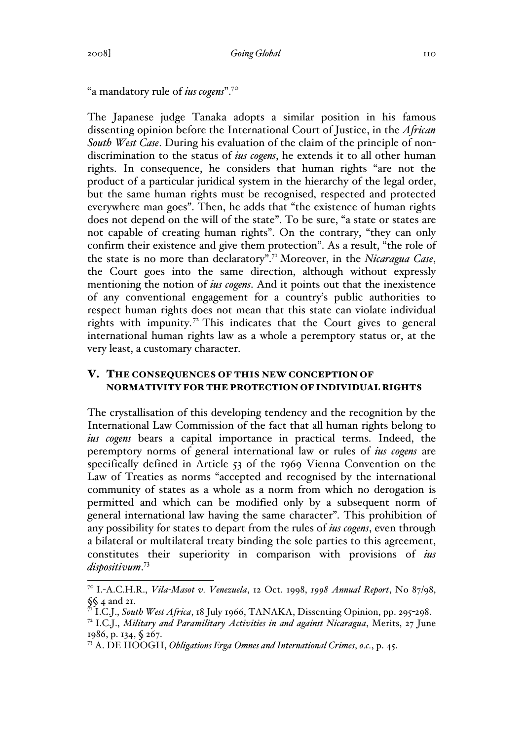"a mandatory rule of *ius cogens*".[70]

The Japanese judge Tanaka adopts a similar position in his famous dissenting opinion before the International Court of Justice, in the *African South West Case*. During his evaluation of the claim of the principle of non-discrimination to the status of *ius cogens*, he extends it to all other human rights. In consequence, he considers that human rights "are not the product of a particular juridical system in the hierarchy of the legal order, but the same human rights must be recognised, respected and protected everywhere man goes". Then, he adds that "the existence of human rights does not depend on the will of the state". To be sure, "a state or states are not capable of creating human rights". On the contrary, "they can only confirm their existence and give them protection". As a result, "the role of the state is no more than declaratory".[71] Moreover, in the *Nicaragua Case*, the Court goes into the same direction, although without expressly mentioning the notion of *ius cogens*. And it points out that the inexistence of any conventional engagement for a country's public authorities to respect human rights does not mean that this state can violate individual rights with impunity.[72] This indicates that the Court gives to general international human rights law as a whole a peremptory status or, at the very least, a customary character.

## V. The consequences of this new conception of normativity for the protection of individual rights

The crystallisation of this developing tendency and the recognition by the International Law Commission of the fact that all human rights belong to *ius cogens* bears a capital importance in practical terms. Indeed, the peremptory norms of general international law or rules of *ius cogens* are specifically defined in Article 53 of the 1969 Vienna Convention on the Law of Treaties as norms "accepted and recognised by the international community of states as a whole as a norm from which no derogation is permitted and which can be modified only by a subsequent norm of general international law having the same character". This prohibition of any possibility for states to depart from the rules of *ius cogens*, even through a bilateral or multilateral treaty binding the sole parties to this agreement, constitutes their superiority in comparison with provisions of *ius dispositivum*.[73]

---

[70] I.-A.C.H.R., *Vila-Masot v. Venezuela*, 12 Oct. 1998, *1998 Annual Report*, No 87/98, §§ 4 and 21.

[71] I.C.J., *South West Africa*, 18 July 1966, TANAKA, Dissenting Opinion, pp. 295-298.

[72] I.C.J., *Military and Paramilitary Activities in and against Nicaragua*, Merits, 27 June 1986, p. 134, § 267.

[73] A. DE HOOGH, *Obligations Erga Omnes and International Crimes*, *o.c.*, p. 45.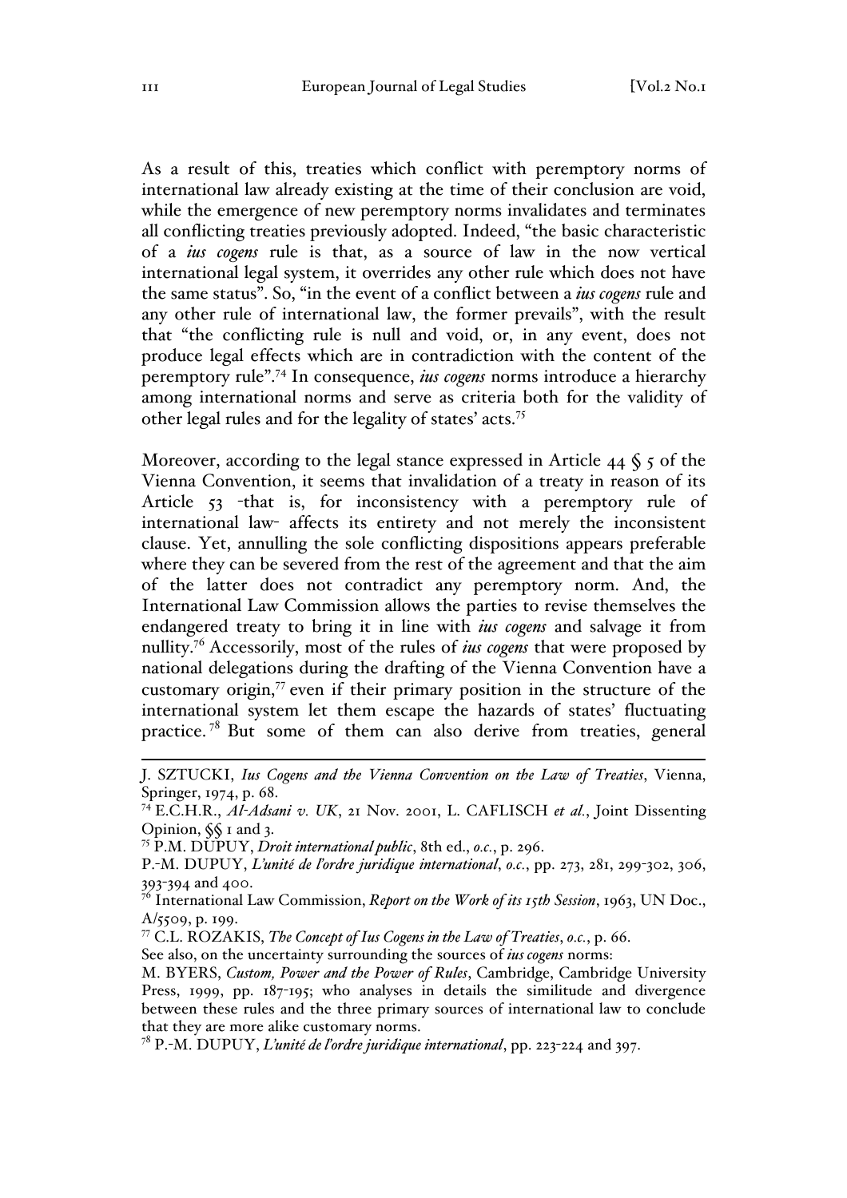As a result of this, treaties which conflict with peremptory norms of international law already existing at the time of their conclusion are void, while the emergence of new peremptory norms invalidates and terminates all conflicting treaties previously adopted. Indeed, "the basic characteristic of a *ius cogens* rule is that, as a source of law in the now vertical international legal system, it overrides any other rule which does not have the same status". So, "in the event of a conflict between a *ius cogens* rule and any other rule of international law, the former prevails", with the result that "the conflicting rule is null and void, or, in any event, does not produce legal effects which are in contradiction with the content of the peremptory rule".[74] In consequence, *ius cogens* norms introduce a hierarchy among international norms and serve as criteria both for the validity of other legal rules and for the legality of states' acts.[75]

Moreover, according to the legal stance expressed in Article 44 § 5 of the Vienna Convention, it seems that invalidation of a treaty in reason of its Article 53 -that is, for inconsistency with a peremptory rule of international law- affects its entirety and not merely the inconsistent clause. Yet, annulling the sole conflicting dispositions appears preferable where they can be severed from the rest of the agreement and that the aim of the latter does not contradict any peremptory norm. And, the International Law Commission allows the parties to revise themselves the endangered treaty to bring it in line with *ius cogens* and salvage it from nullity.[76] Accessorily, most of the rules of *ius cogens* that were proposed by national delegations during the drafting of the Vienna Convention have a customary origin,[77] even if their primary position in the structure of the international system let them escape the hazards of states' fluctuating practice.[78] But some of them can also derive from treaties, general

---

J. SZTUCKI, *Ius Cogens and the Vienna Convention on the Law of Treaties*, Vienna, Springer, 1974, p. 68.

[74] E.C.H.R., *Al-Adsani v. UK*, 21 Nov. 2001, L. CAFLISCH *et al.*, Joint Dissenting Opinion, §§ 1 and 3.

[75] P.M. DUPUY, *Droit international public*, 8th ed., *o.c.*, p. 296.

P.-M. DUPUY, *L'unité de l'ordre juridique international*, *o.c.*, pp. 273, 281, 299-302, 306, 393-394 and 400.

[76] International Law Commission, *Report on the Work of its 15th Session*, 1963, UN Doc., A/5509, p. 199.

[77] C.L. ROZAKIS, *The Concept of Ius Cogens in the Law of Treaties*, *o.c.*, p. 66.

See also, on the uncertainty surrounding the sources of *ius cogens* norms:

M. BYERS, *Custom, Power and the Power of Rules*, Cambridge, Cambridge University Press, 1999, pp. 187-195; who analyses in details the similitude and divergence between these rules and the three primary sources of international law to conclude that they are more alike customary norms.

[78] P.-M. DUPUY, *L'unité de l'ordre juridique international*, pp. 223-224 and 397.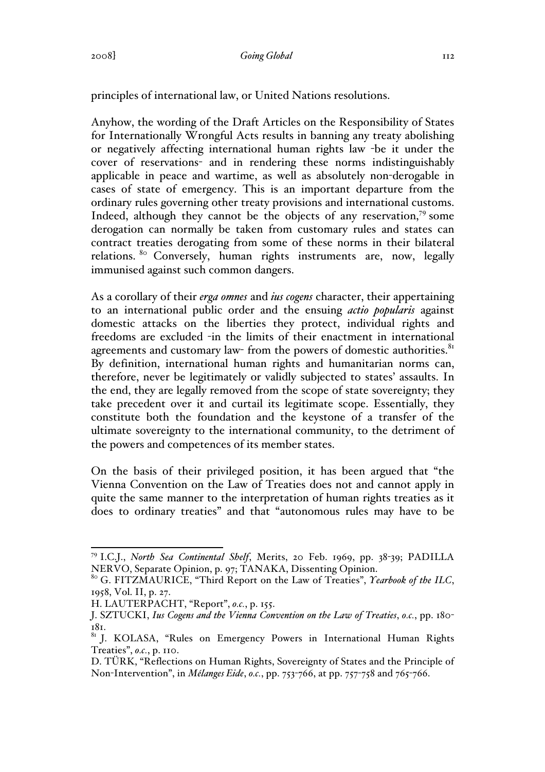principles of international law, or United Nations resolutions.

Anyhow, the wording of the Draft Articles on the Responsibility of States for Internationally Wrongful Acts results in banning any treaty abolishing or negatively affecting international human rights law -be it under the cover of reservations- and in rendering these norms indistinguishably applicable in peace and wartime, as well as absolutely non-derogable in cases of state of emergency. This is an important departure from the ordinary rules governing other treaty provisions and international customs. Indeed, although they cannot be the objects of any reservation,[79] some derogation can normally be taken from customary rules and states can contract treaties derogating from some of these norms in their bilateral relations.[80] Conversely, human rights instruments are, now, legally immunised against such common dangers.

As a corollary of their *erga omnes* and *ius cogens* character, their appertaining to an international public order and the ensuing *actio popularis* against domestic attacks on the liberties they protect, individual rights and freedoms are excluded -in the limits of their enactment in international agreements and customary law- from the powers of domestic authorities.[81] By definition, international human rights and humanitarian norms can, therefore, never be legitimately or validly subjected to states' assaults. In the end, they are legally removed from the scope of state sovereignty; they take precedent over it and curtail its legitimate scope. Essentially, they constitute both the foundation and the keystone of a transfer of the ultimate sovereignty to the international community, to the detriment of the powers and competences of its member states.

On the basis of their privileged position, it has been argued that "the Vienna Convention on the Law of Treaties does not and cannot apply in quite the same manner to the interpretation of human rights treaties as it does to ordinary treaties" and that "autonomous rules may have to be

---

[79] I.C.J., *North Sea Continental Shelf*, Merits, 20 Feb. 1969, pp. 38-39; PADILLA NERVO, Separate Opinion, p. 97; TANAKA, Dissenting Opinion.

[80] G. FITZMAURICE, "Third Report on the Law of Treaties", *Yearbook of the ILC*, 1958, Vol. II, p. 27.

H. LAUTERPACHT, "Report", *o.c.*, p. 155.

J. SZTUCKI, *Ius Cogens and the Vienna Convention on the Law of Treaties*, *o.c.*, pp. 180-181.

[81] J. KOLASA, "Rules on Emergency Powers in International Human Rights Treaties", *o.c.*, p. 110.

D. TÜRK, "Reflections on Human Rights, Sovereignty of States and the Principle of Non-Intervention", in *Mélanges Eide*, *o.c.*, pp. 753-766, at pp. 757-758 and 765-766.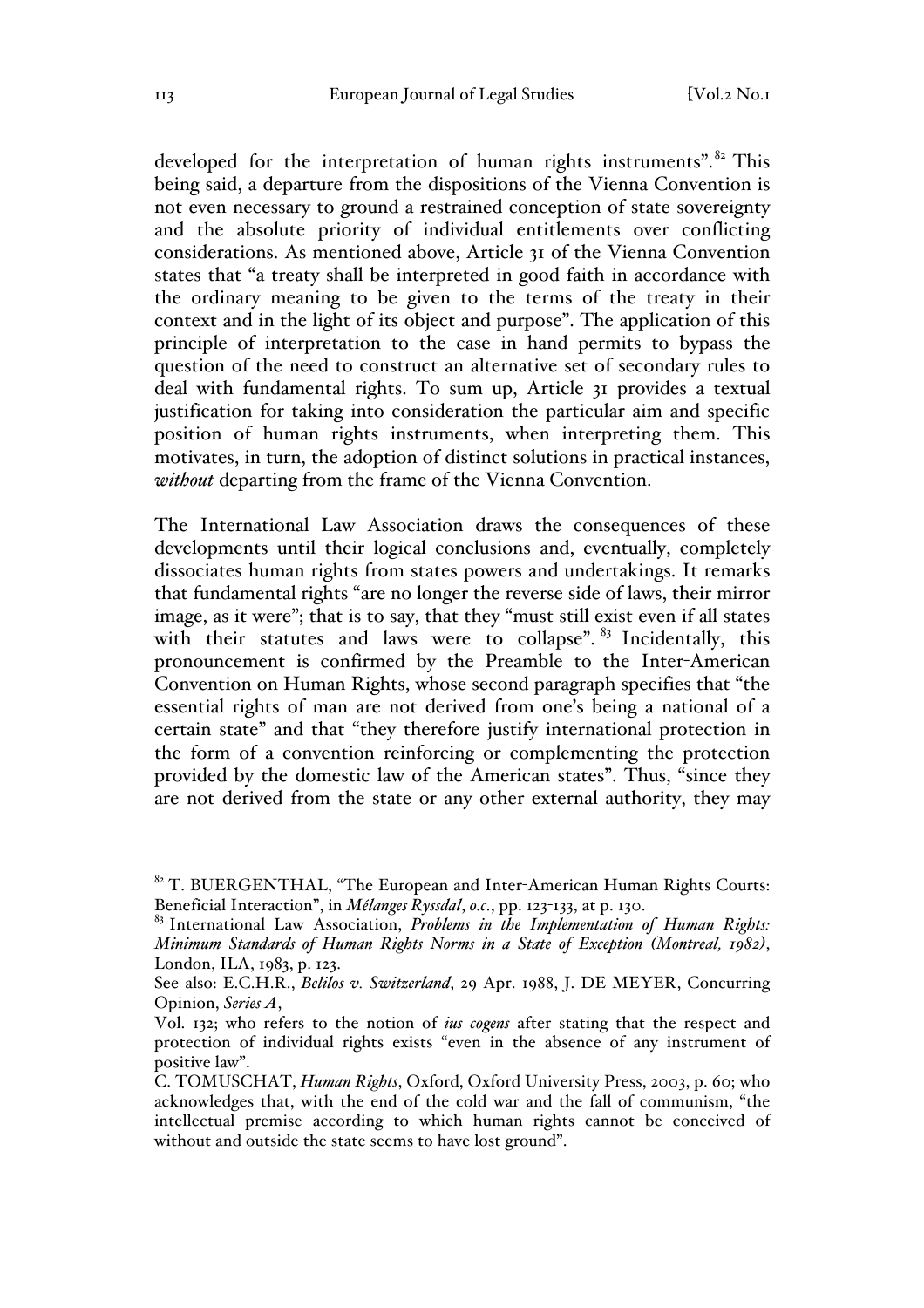developed for the interpretation of human rights instruments".[82] This being said, a departure from the dispositions of the Vienna Convention is not even necessary to ground a restrained conception of state sovereignty and the absolute priority of individual entitlements over conflicting considerations. As mentioned above, Article 31 of the Vienna Convention states that "a treaty shall be interpreted in good faith in accordance with the ordinary meaning to be given to the terms of the treaty in their context and in the light of its object and purpose". The application of this principle of interpretation to the case in hand permits to bypass the question of the need to construct an alternative set of secondary rules to deal with fundamental rights. To sum up, Article 31 provides a textual justification for taking into consideration the particular aim and specific position of human rights instruments, when interpreting them. This motivates, in turn, the adoption of distinct solutions in practical instances, *without* departing from the frame of the Vienna Convention.

The International Law Association draws the consequences of these developments until their logical conclusions and, eventually, completely dissociates human rights from states powers and undertakings. It remarks that fundamental rights "are no longer the reverse side of laws, their mirror image, as it were"; that is to say, that they "must still exist even if all states with their statutes and laws were to collapse". [83] Incidentally, this pronouncement is confirmed by the Preamble to the Inter-American Convention on Human Rights, whose second paragraph specifies that "the essential rights of man are not derived from one's being a national of a certain state" and that "they therefore justify international protection in the form of a convention reinforcing or complementing the protection provided by the domestic law of the American states". Thus, "since they are not derived from the state or any other external authority, they may

---

[82] T. BUERGENTHAL, "The European and Inter-American Human Rights Courts: Beneficial Interaction", in *Mélanges Ryssdal*, *o.c.*, pp. 123-133, at p. 130.

[83] International Law Association, *Problems in the Implementation of Human Rights: Minimum Standards of Human Rights Norms in a State of Exception (Montreal, 1982)*, London, ILA, 1983, p. 123.

See also: E.C.H.R., *Belilos v. Switzerland*, 29 Apr. 1988, J. DE MEYER, Concurring Opinion, *Series A*,

Vol. 132; who refers to the notion of *ius cogens* after stating that the respect and protection of individual rights exists "even in the absence of any instrument of positive law".

C. TOMUSCHAT, *Human Rights*, Oxford, Oxford University Press, 2003, p. 60; who acknowledges that, with the end of the cold war and the fall of communism, "the intellectual premise according to which human rights cannot be conceived of without and outside the state seems to have lost ground".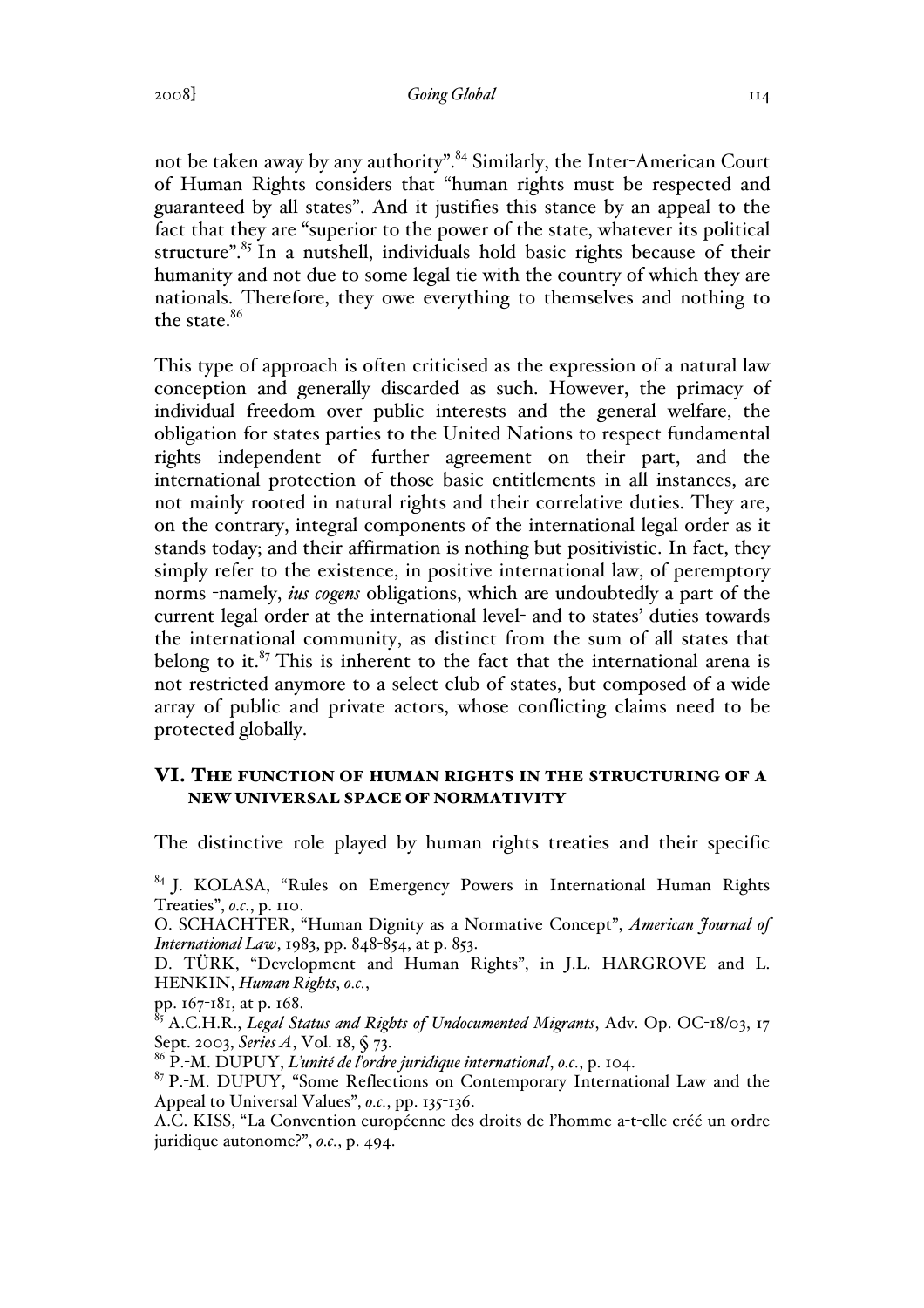not be taken away by any authority".[84] Similarly, the Inter-American Court of Human Rights considers that "human rights must be respected and guaranteed by all states". And it justifies this stance by an appeal to the fact that they are "superior to the power of the state, whatever its political structure".[85] In a nutshell, individuals hold basic rights because of their humanity and not due to some legal tie with the country of which they are nationals. Therefore, they owe everything to themselves and nothing to the state.[86]

This type of approach is often criticised as the expression of a natural law conception and generally discarded as such. However, the primacy of individual freedom over public interests and the general welfare, the obligation for states parties to the United Nations to respect fundamental rights independent of further agreement on their part, and the international protection of those basic entitlements in all instances, are not mainly rooted in natural rights and their correlative duties. They are, on the contrary, integral components of the international legal order as it stands today; and their affirmation is nothing but positivistic. In fact, they simply refer to the existence, in positive international law, of peremptory norms -namely, ***ius cogens*** obligations, which are undoubtedly a part of the current legal order at the international level- and to states' duties towards the international community, as distinct from the sum of all states that belong to it.[87] This is inherent to the fact that the international arena is not restricted anymore to a select club of states, but composed of a wide array of public and private actors, whose conflicting claims need to be protected globally.

## VI. THE FUNCTION OF HUMAN RIGHTS IN THE STRUCTURING OF A NEW UNIVERSAL SPACE OF NORMATIVITY

The distinctive role played by human rights treaties and their specific

---

[84] J. KOLASA, "Rules on Emergency Powers in International Human Rights Treaties", *o.c.*, p. 110.
O. SCHACHTER, "Human Dignity as a Normative Concept", *American Journal of International Law*, 1983, pp. 848-854, at p. 853.
D. TÜRK, "Development and Human Rights", in J.L. HARGROVE and L. HENKIN, *Human Rights*, *o.c.*, pp. 167-181, at p. 168.

[85] A.C.H.R., *Legal Status and Rights of Undocumented Migrants*, Adv. Op. OC-18/03, 17 Sept. 2003, *Series A*, Vol. 18, § 73.

[86] P.-M. DUPUY, *L'unité de l'ordre juridique international*, *o.c.*, p. 104.

[87] P.-M. DUPUY, "Some Reflections on Contemporary International Law and the Appeal to Universal Values", *o.c.*, pp. 135-136.
A.C. KISS, "La Convention européenne des droits de l'homme a-t-elle créé un ordre juridique autonome?", *o.c.*, p. 494.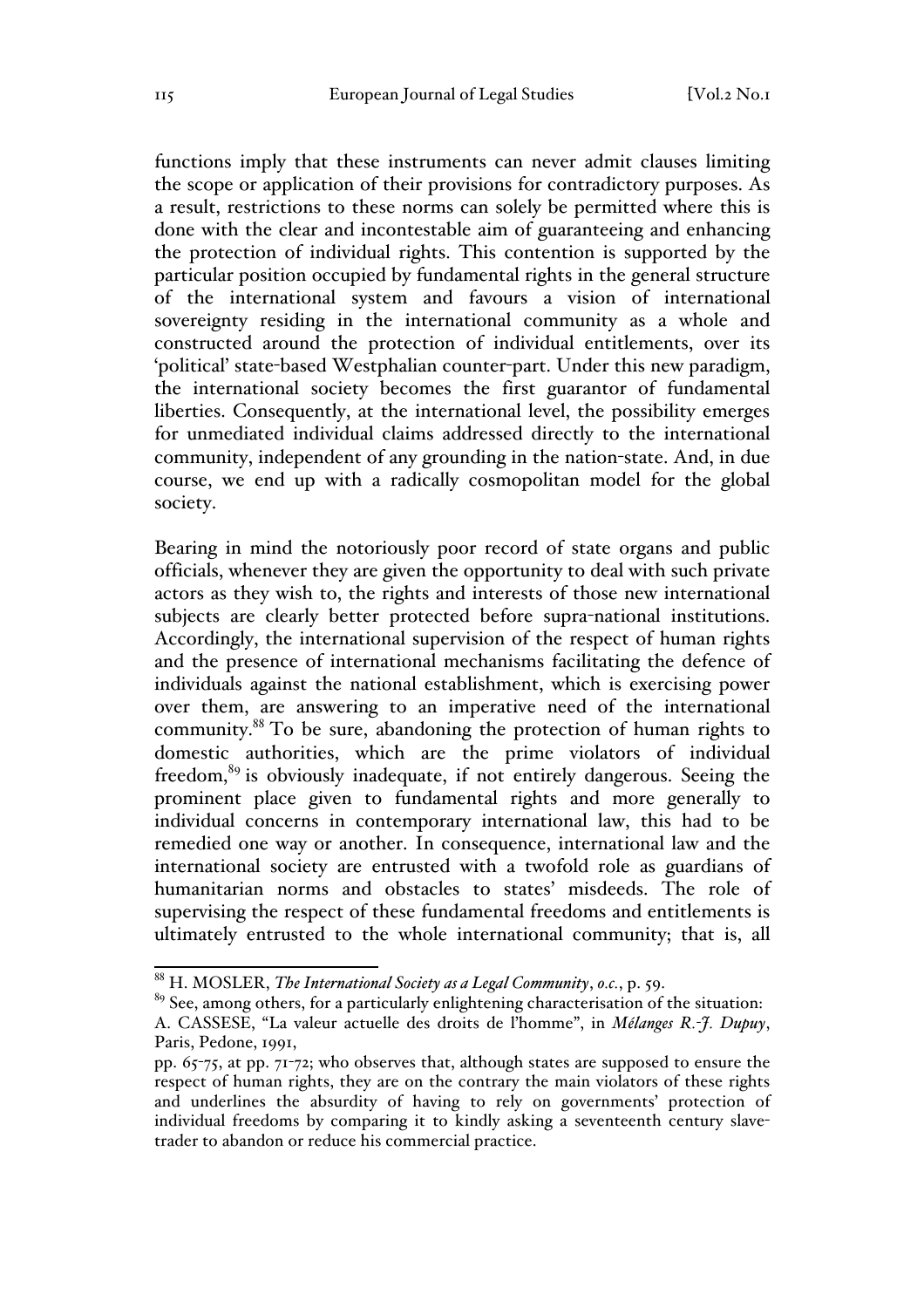functions imply that these instruments can never admit clauses limiting the scope or application of their provisions for contradictory purposes. As a result, restrictions to these norms can solely be permitted where this is done with the clear and incontestable aim of guaranteeing and enhancing the protection of individual rights. This contention is supported by the particular position occupied by fundamental rights in the general structure of the international system and favours a vision of international sovereignty residing in the international community as a whole and constructed around the protection of individual entitlements, over its 'political' state-based Westphalian counter-part. Under this new paradigm, the international society becomes the first guarantor of fundamental liberties. Consequently, at the international level, the possibility emerges for unmediated individual claims addressed directly to the international community, independent of any grounding in the nation-state. And, in due course, we end up with a radically cosmopolitan model for the global society.

Bearing in mind the notoriously poor record of state organs and public officials, whenever they are given the opportunity to deal with such private actors as they wish to, the rights and interests of those new international subjects are clearly better protected before supra-national institutions. Accordingly, the international supervision of the respect of human rights and the presence of international mechanisms facilitating the defence of individuals against the national establishment, which is exercising power over them, are answering to an imperative need of the international community.[88] To be sure, abandoning the protection of human rights to domestic authorities, which are the prime violators of individual freedom,[89] is obviously inadequate, if not entirely dangerous. Seeing the prominent place given to fundamental rights and more generally to individual concerns in contemporary international law, this had to be remedied one way or another. In consequence, international law and the international society are entrusted with a twofold role as guardians of humanitarian norms and obstacles to states' misdeeds. The role of supervising the respect of these fundamental freedoms and entitlements is ultimately entrusted to the whole international community; that is, all

---

[88] H. MOSLER, *The International Society as a Legal Community*, *o.c.*, p. 59.

[89] See, among others, for a particularly enlightening characterisation of the situation: A. CASSESE, "La valeur actuelle des droits de l'homme", in *Mélanges R.-J. Dupuy*, Paris, Pedone, 1991, pp. 65-75, at pp. 71-72; who observes that, although states are supposed to ensure the respect of human rights, they are on the contrary the main violators of these rights and underlines the absurdity of having to rely on governments' protection of individual freedoms by comparing it to kindly asking a seventeenth century slave-trader to abandon or reduce his commercial practice.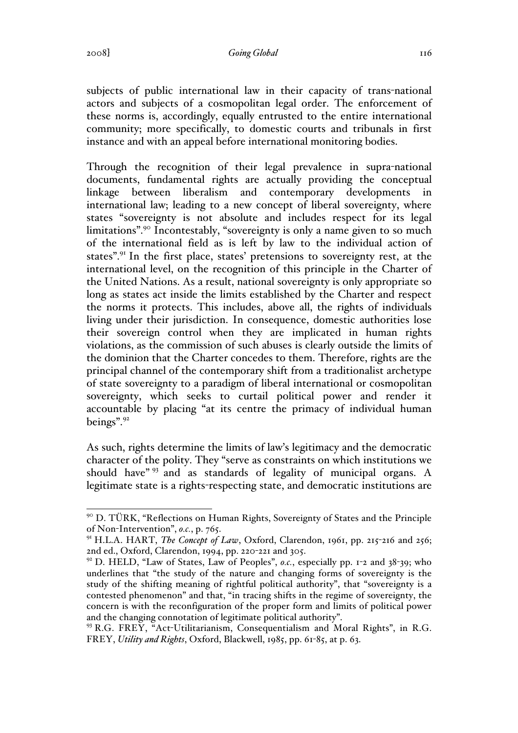subjects of public international law in their capacity of trans-national actors and subjects of a cosmopolitan legal order. The enforcement of these norms is, accordingly, equally entrusted to the entire international community; more specifically, to domestic courts and tribunals in first instance and with an appeal before international monitoring bodies.

Through the recognition of their legal prevalence in supra-national documents, fundamental rights are actually providing the conceptual linkage between liberalism and contemporary developments in international law; leading to a new concept of liberal sovereignty, where states "sovereignty is not absolute and includes respect for its legal limitations".[90] Incontestably, "sovereignty is only a name given to so much of the international field as is left by law to the individual action of states".[91] In the first place, states' pretensions to sovereignty rest, at the international level, on the recognition of this principle in the Charter of the United Nations. As a result, national sovereignty is only appropriate so long as states act inside the limits established by the Charter and respect the norms it protects. This includes, above all, the rights of individuals living under their jurisdiction. In consequence, domestic authorities lose their sovereign control when they are implicated in human rights violations, as the commission of such abuses is clearly outside the limits of the dominion that the Charter concedes to them. Therefore, rights are the principal channel of the contemporary shift from a traditionalist archetype of state sovereignty to a paradigm of liberal international or cosmopolitan sovereignty, which seeks to curtail political power and render it accountable by placing "at its centre the primacy of individual human beings".[92]

As such, rights determine the limits of law's legitimacy and the democratic character of the polity. They "serve as constraints on which institutions we should have"[93] and as standards of legality of municipal organs. A legitimate state is a rights-respecting state, and democratic institutions are

---

[90] D. TÜRK, "Reflections on Human Rights, Sovereignty of States and the Principle of Non-Intervention", *o.c.*, p. 765.

[91] H.L.A. HART, *The Concept of Law*, Oxford, Clarendon, 1961, pp. 215-216 and 256; 2nd ed., Oxford, Clarendon, 1994, pp. 220-221 and 305.

[92] D. HELD, "Law of States, Law of Peoples", *o.c.*, especially pp. 1-2 and 38-39; who underlines that "the study of the nature and changing forms of sovereignty is the study of the shifting meaning of rightful political authority", that "sovereignty is a contested phenomenon" and that, "in tracing shifts in the regime of sovereignty, the concern is with the reconfiguration of the proper form and limits of political power and the changing connotation of legitimate political authority".

[93] R.G. FREY, "Act-Utilitarianism, Consequentialism and Moral Rights", in R.G. FREY, *Utility and Rights*, Oxford, Blackwell, 1985, pp. 61-85, at p. 63.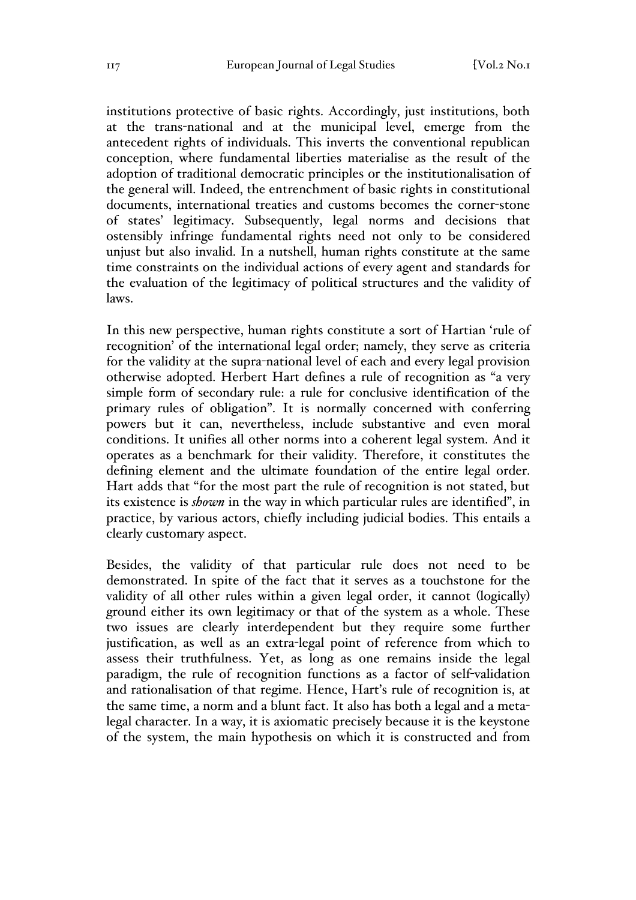institutions protective of basic rights. Accordingly, just institutions, both at the trans-national and at the municipal level, emerge from the antecedent rights of individuals. This inverts the conventional republican conception, where fundamental liberties materialise as the result of the adoption of traditional democratic principles or the institutionalisation of the general will. Indeed, the entrenchment of basic rights in constitutional documents, international treaties and customs becomes the corner-stone of states' legitimacy. Subsequently, legal norms and decisions that ostensibly infringe fundamental rights need not only to be considered unjust but also invalid. In a nutshell, human rights constitute at the same time constraints on the individual actions of every agent and standards for the evaluation of the legitimacy of political structures and the validity of laws.

In this new perspective, human rights constitute a sort of Hartian 'rule of recognition' of the international legal order; namely, they serve as criteria for the validity at the supra-national level of each and every legal provision otherwise adopted. Herbert Hart defines a rule of recognition as "a very simple form of secondary rule: a rule for conclusive identification of the primary rules of obligation". It is normally concerned with conferring powers but it can, nevertheless, include substantive and even moral conditions. It unifies all other norms into a coherent legal system. And it operates as a benchmark for their validity. Therefore, it constitutes the defining element and the ultimate foundation of the entire legal order. Hart adds that "for the most part the rule of recognition is not stated, but its existence is *shown* in the way in which particular rules are identified", in practice, by various actors, chiefly including judicial bodies. This entails a clearly customary aspect.

Besides, the validity of that particular rule does not need to be demonstrated. In spite of the fact that it serves as a touchstone for the validity of all other rules within a given legal order, it cannot (logically) ground either its own legitimacy or that of the system as a whole. These two issues are clearly interdependent but they require some further justification, as well as an extra-legal point of reference from which to assess their truthfulness. Yet, as long as one remains inside the legal paradigm, the rule of recognition functions as a factor of self-validation and rationalisation of that regime. Hence, Hart's rule of recognition is, at the same time, a norm and a blunt fact. It also has both a legal and a meta-legal character. In a way, it is axiomatic precisely because it is the keystone of the system, the main hypothesis on which it is constructed and from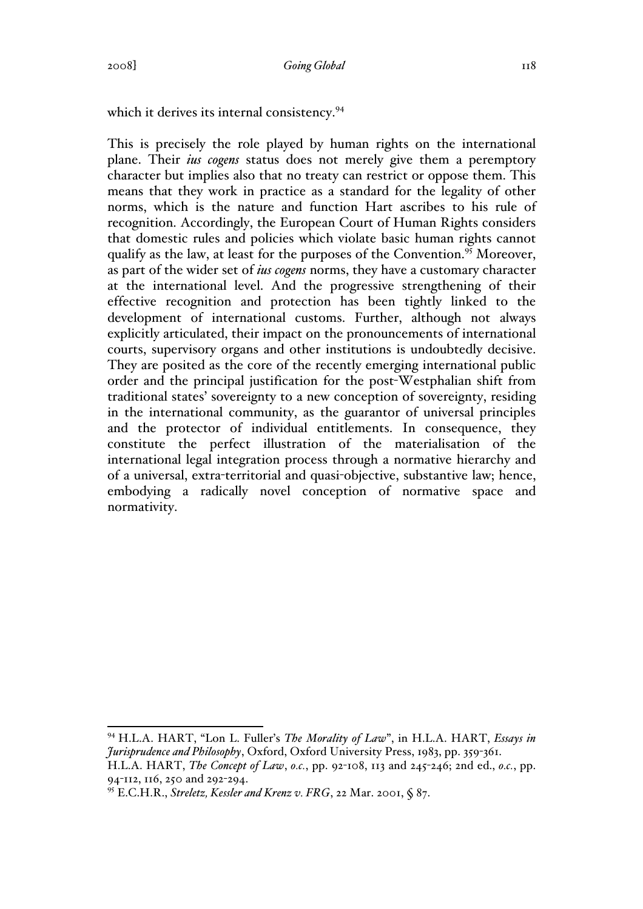which it derives its internal consistency.[94]

This is precisely the role played by human rights on the international plane. Their *ius cogens* status does not merely give them a peremptory character but implies also that no treaty can restrict or oppose them. This means that they work in practice as a standard for the legality of other norms, which is the nature and function Hart ascribes to his rule of recognition. Accordingly, the European Court of Human Rights considers that domestic rules and policies which violate basic human rights cannot qualify as the law, at least for the purposes of the Convention.[95] Moreover, as part of the wider set of *ius cogens* norms, they have a customary character at the international level. And the progressive strengthening of their effective recognition and protection has been tightly linked to the development of international customs. Further, although not always explicitly articulated, their impact on the pronouncements of international courts, supervisory organs and other institutions is undoubtedly decisive. They are posited as the core of the recently emerging international public order and the principal justification for the post-Westphalian shift from traditional states' sovereignty to a new conception of sovereignty, residing in the international community, as the guarantor of universal principles and the protector of individual entitlements. In consequence, they constitute the perfect illustration of the materialisation of the international legal integration process through a normative hierarchy and of a universal, extra-territorial and quasi-objective, substantive law; hence, embodying a radically novel conception of normative space and normativity.

---

[94] H.L.A. HART, "Lon L. Fuller's *The Morality of Law*", in H.L.A. HART, *Essays in Jurisprudence and Philosophy*, Oxford, Oxford University Press, 1983, pp. 359-361.
H.L.A. HART, *The Concept of Law*, *o.c.*, pp. 92-108, 113 and 245-246; 2nd ed., *o.c.*, pp. 94-112, 116, 250 and 292-294.

[95] E.C.H.R., *Streletz, Kessler and Krenz v. FRG*, 22 Mar. 2001, § 87.